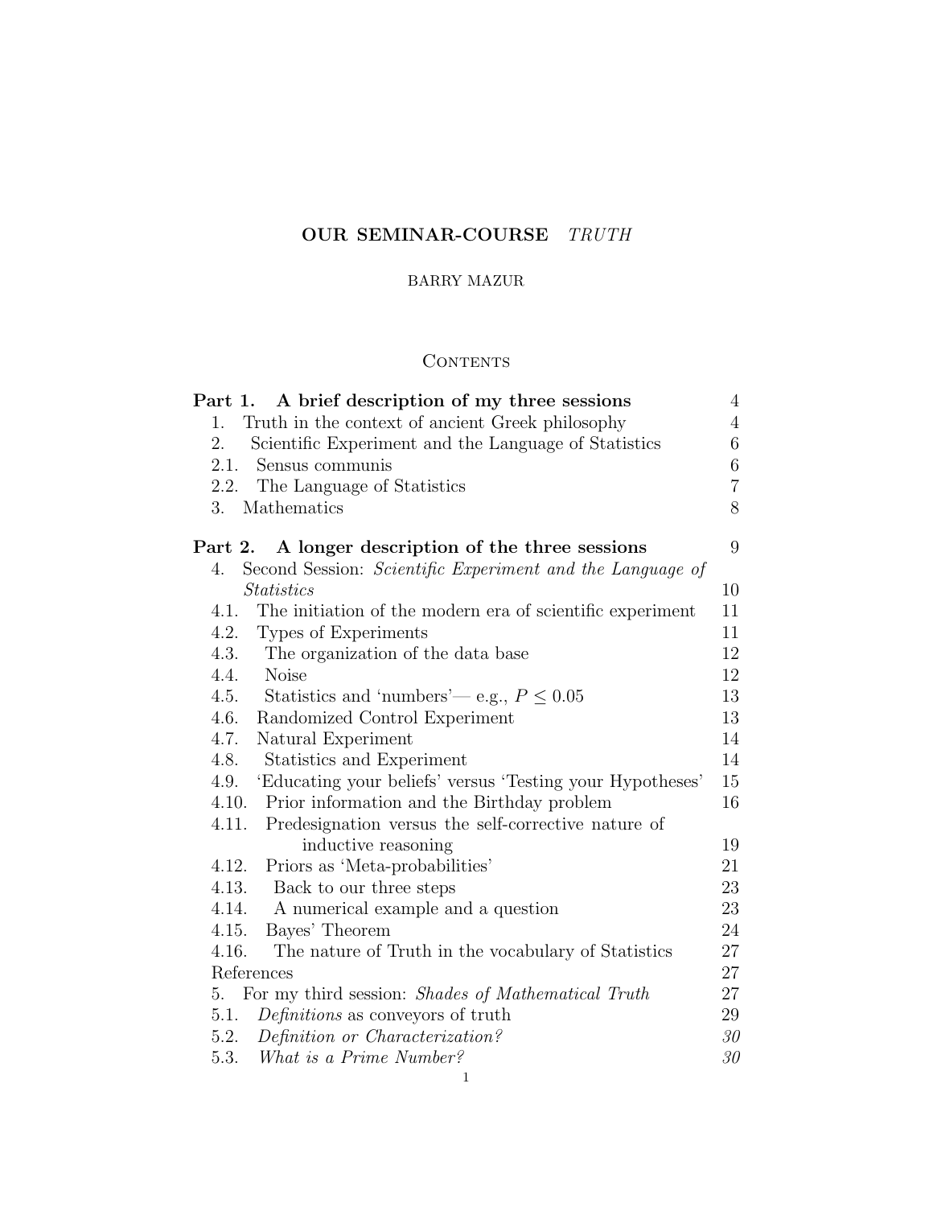# OUR SEMINAR-COURSE *TRUTH*

BARRY MAZUR

## Contents

**Part 1. A brief description of my three sessions** 4

1. Truth in the context of ancient Greek philosophy 4
2. Scientific Experiment and the Language of Statistics 6
   - 2.1. Sensus communis 6
   - 2.2. The Language of Statistics 7
3. Mathematics 8

**Part 2. A longer description of the three sessions** 9

4. Second Session: *Scientific Experiment and the Language of Statistics* 10
   - 4.1. The initiation of the modern era of scientific experiment 11
   - 4.2. Types of Experiments 11
   - 4.3. The organization of the data base 12
   - 4.4. Noise 12
   - 4.5. Statistics and 'numbers'— e.g., $P \leq 0.05$ 13
   - 4.6. Randomized Control Experiment 13
   - 4.7. Natural Experiment 14
   - 4.8. Statistics and Experiment 14
   - 4.9. 'Educating your beliefs' versus 'Testing your Hypotheses' 15
   - 4.10. Prior information and the Birthday problem 16
   - 4.11. Predesignation versus the self-corrective nature of inductive reasoning 19
   - 4.12. Priors as 'Meta-probabilities' 21
   - 4.13. Back to our three steps 23
   - 4.14. A numerical example and a question 23
   - 4.15. Bayes' Theorem 24
   - 4.16. The nature of Truth in the vocabulary of Statistics 27

References 27

5. For my third session: *Shades of Mathematical Truth* 27
   - 5.1. *Definitions* as conveyors of truth 29
   - 5.2. *Definition or Characterization?* *30*
   - 5.3. *What is a Prime Number?* *30*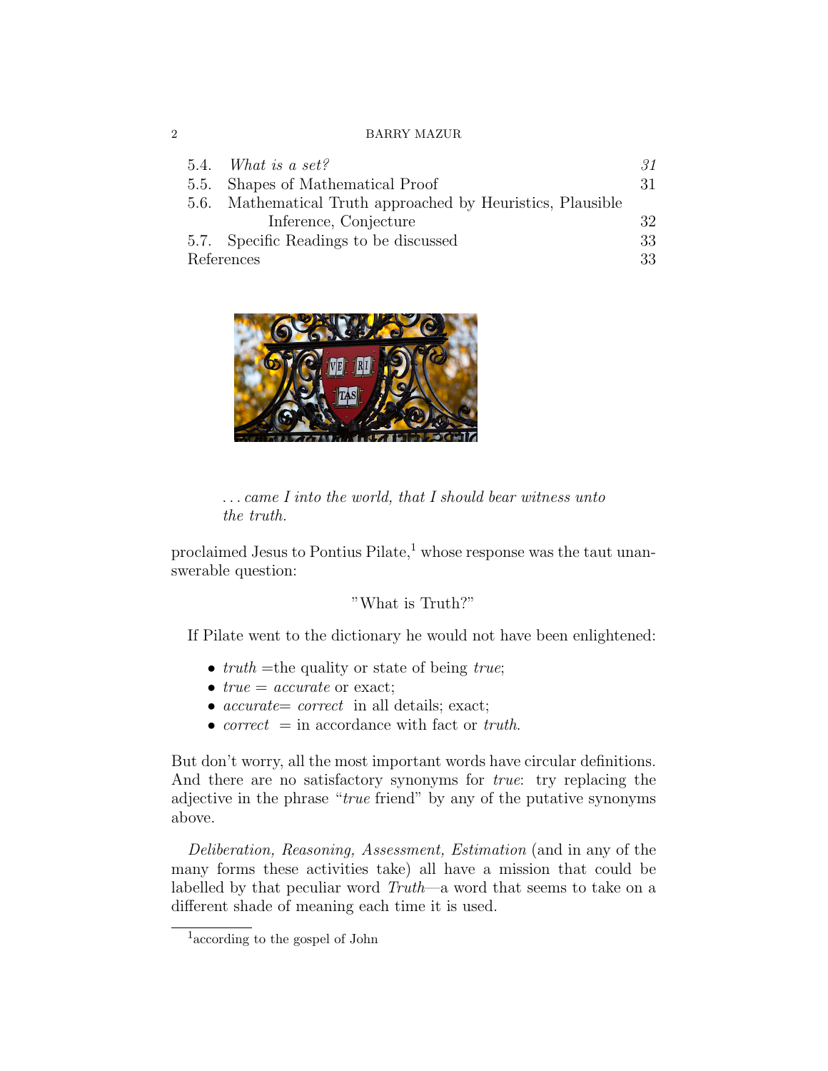5.4. *What is a set?* 31
5.5. Shapes of Mathematical Proof 31
5.6. Mathematical Truth approached by Heuristics, Plausible Inference, Conjecture 32
5.7. Specific Readings to be discussed 33
References 33

> *. . . came I into the world, that I should bear witness unto the truth.*

proclaimed Jesus to Pontius Pilate,[1] whose response was the taut unanswerable question:

"What is Truth?"

If Pilate went to the dictionary he would not have been enlightened:

- *truth* =the quality or state of being *true*;
- *true* = *accurate* or exact;
- *accurate*= *correct* in all details; exact;
- *correct* = in accordance with fact or *truth*.

But don't worry, all the most important words have circular definitions. And there are no satisfactory synonyms for *true*: try replacing the adjective in the phrase "*true* friend" by any of the putative synonyms above.

*Deliberation, Reasoning, Assessment, Estimation* (and in any of the many forms these activities take) all have a mission that could be labelled by that peculiar word *Truth*—a word that seems to take on a different shade of meaning each time it is used.

[1] according to the gospel of John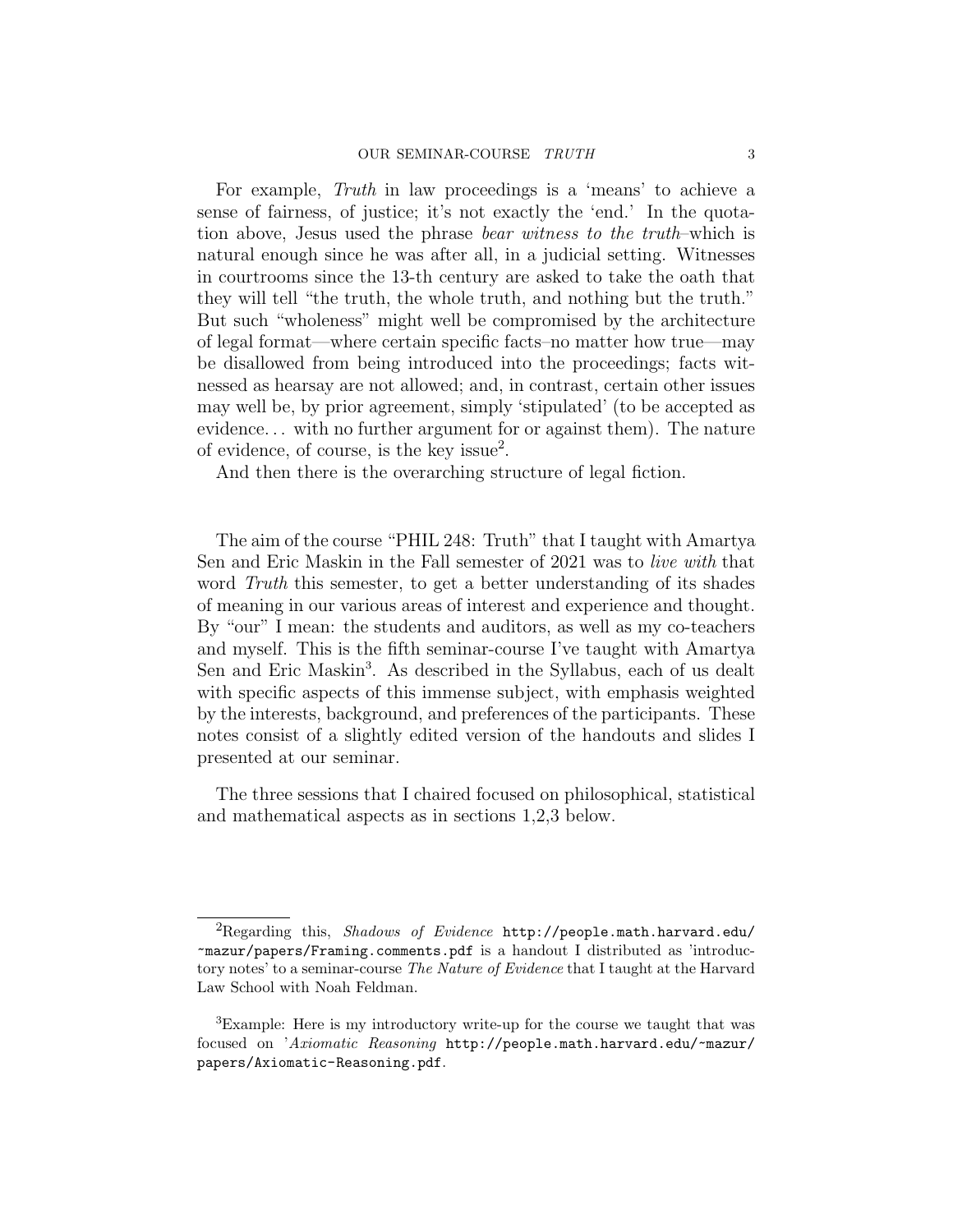For example, *Truth* in law proceedings is a 'means' to achieve a sense of fairness, of justice; it's not exactly the 'end.' In the quotation above, Jesus used the phrase *bear witness to the truth*–which is natural enough since he was after all, in a judicial setting. Witnesses in courtrooms since the 13-th century are asked to take the oath that they will tell "the truth, the whole truth, and nothing but the truth." But such "wholeness" might well be compromised by the architecture of legal format—where certain specific facts–no matter how true—may be disallowed from being introduced into the proceedings; facts witnessed as hearsay are not allowed; and, in contrast, certain other issues may well be, by prior agreement, simply 'stipulated' (to be accepted as evidence... with no further argument for or against them). The nature of evidence, of course, is the key issue[2].

And then there is the overarching structure of legal fiction.

The aim of the course "PHIL 248: Truth" that I taught with Amartya Sen and Eric Maskin in the Fall semester of 2021 was to *live with* that word *Truth* this semester, to get a better understanding of its shades of meaning in our various areas of interest and experience and thought. By "our" I mean: the students and auditors, as well as my co-teachers and myself. This is the fifth seminar-course I've taught with Amartya Sen and Eric Maskin[3]. As described in the Syllabus, each of us dealt with specific aspects of this immense subject, with emphasis weighted by the interests, background, and preferences of the participants. These notes consist of a slightly edited version of the handouts and slides I presented at our seminar.

The three sessions that I chaired focused on philosophical, statistical and mathematical aspects as in sections 1,2,3 below.

---

[2] Regarding this, *Shadows of Evidence* `http://people.math.harvard.edu/~mazur/papers/Framing.comments.pdf` is a handout I distributed as 'introductory notes' to a seminar-course *The Nature of Evidence* that I taught at the Harvard Law School with Noah Feldman.

[3] Example: Here is my introductory write-up for the course we taught that was focused on '*Axiomatic Reasoning* `http://people.math.harvard.edu/~mazur/papers/Axiomatic-Reasoning.pdf`.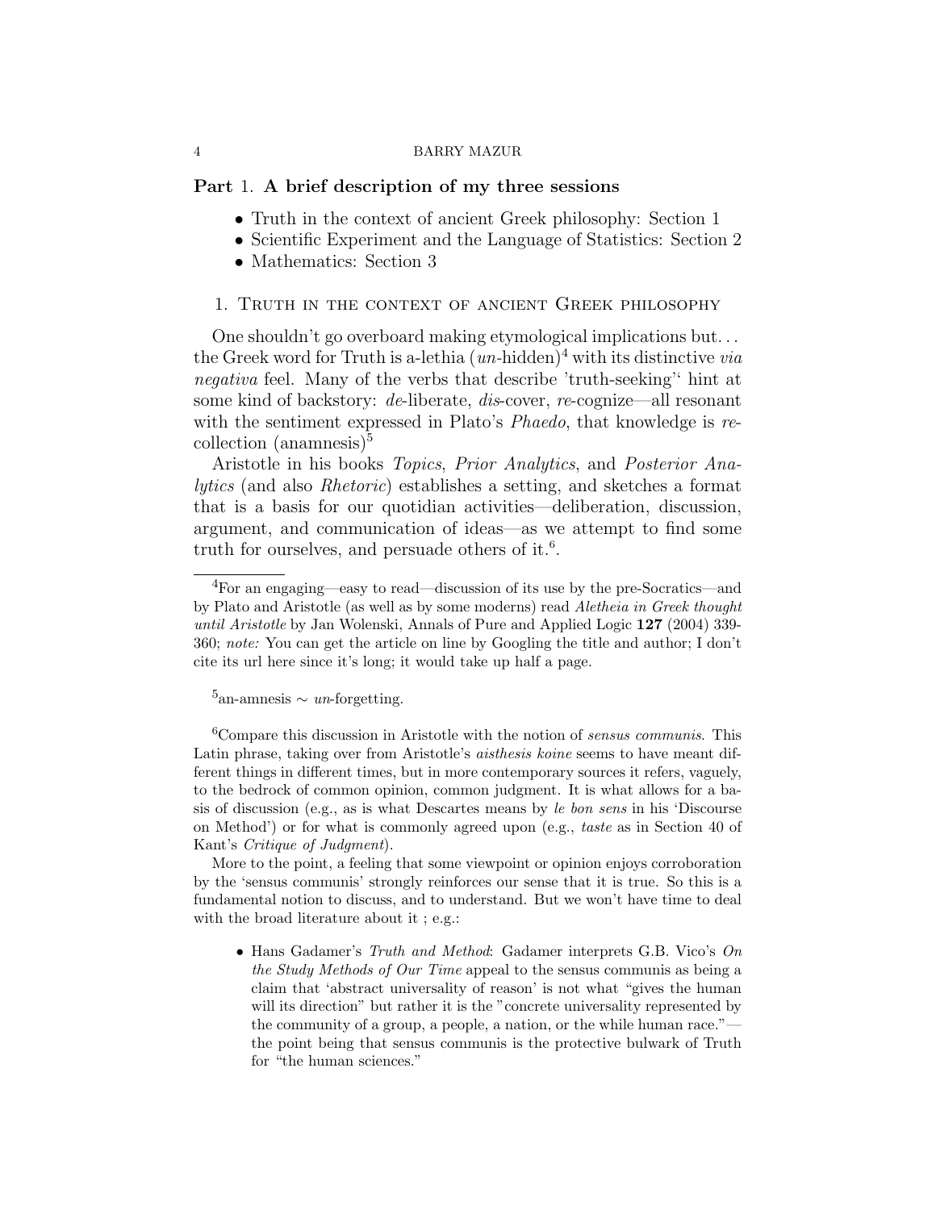## Part 1. A brief description of my three sessions

- Truth in the context of ancient Greek philosophy: Section 1
- Scientific Experiment and the Language of Statistics: Section 2
- Mathematics: Section 3

### 1. Truth in the context of ancient Greek philosophy

One shouldn't go overboard making etymological implications but... the Greek word for Truth is a-lethia (*un*-hidden)[4] with its distinctive *via negativa* feel. Many of the verbs that describe 'truth-seeking'' hint at some kind of backstory: *de*-liberate, *dis*-cover, *re*-cognize—all resonant with the sentiment expressed in Plato's *Phaedo*, that knowledge is *re*-collection (anamnesis)[5]

Aristotle in his books *Topics*, *Prior Analytics*, and *Posterior Analytics* (and also *Rhetoric*) establishes a setting, and sketches a format that is a basis for our quotidian activities—deliberation, discussion, argument, and communication of ideas—as we attempt to find some truth for ourselves, and persuade others of it.[6].

---

[4]For an engaging—easy to read—discussion of its use by the pre-Socratics—and by Plato and Aristotle (as well as by some moderns) read *Aletheia in Greek thought until Aristotle* by Jan Wolenski, Annals of Pure and Applied Logic **127** (2004) 339-360; *note:* You can get the article on line by Googling the title and author; I don't cite its url here since it's long; it would take up half a page.

[5]an-amnesis $\sim$ *un*-forgetting.

[6]Compare this discussion in Aristotle with the notion of *sensus communis*. This Latin phrase, taking over from Aristotle's *aisthesis koine* seems to have meant different things in different times, but in more contemporary sources it refers, vaguely, to the bedrock of common opinion, common judgment. It is what allows for a basis of discussion (e.g., as is what Descartes means by *le bon sens* in his 'Discourse on Method') or for what is commonly agreed upon (e.g., *taste* as in Section 40 of Kant's *Critique of Judgment*).

More to the point, a feeling that some viewpoint or opinion enjoys corroboration by the 'sensus communis' strongly reinforces our sense that it is true. So this is a fundamental notion to discuss, and to understand. But we won't have time to deal with the broad literature about it ; e.g.:

- Hans Gadamer's *Truth and Method*: Gadamer interprets G.B. Vico's *On the Study Methods of Our Time* appeal to the sensus communis as being a claim that 'abstract universality of reason' is not what "gives the human will its direction" but rather it is the "concrete universality represented by the community of a group, a people, a nation, or the while human race."—the point being that sensus communis is the protective bulwark of Truth for "the human sciences."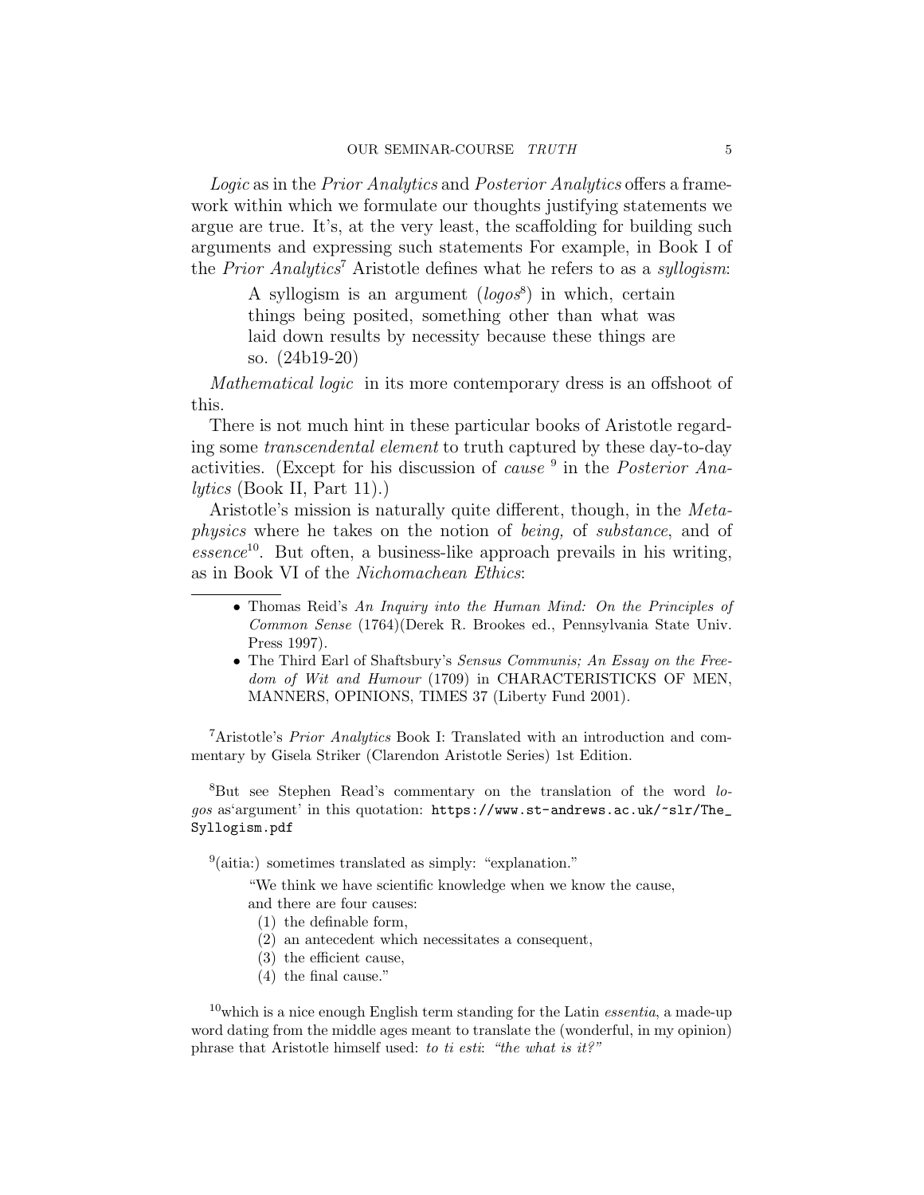*Logic* as in the *Prior Analytics* and *Posterior Analytics* offers a framework within which we formulate our thoughts justifying statements we argue are true. It's, at the very least, the scaffolding for building such arguments and expressing such statements For example, in Book I of the *Prior Analytics*[7] Aristotle defines what he refers to as a *syllogism*:

> A syllogism is an argument (*logos*[8]) in which, certain things being posited, something other than what was laid down results by necessity because these things are so. (24b19-20)

*Mathematical logic* in its more contemporary dress is an offshoot of this.

There is not much hint in these particular books of Aristotle regarding some *transcendental element* to truth captured by these day-to-day activities. (Except for his discussion of *cause* [9] in the *Posterior Analytics* (Book II, Part 11).)

Aristotle's mission is naturally quite different, though, in the *Metaphysics* where he takes on the notion of *being,* of *substance*, and of *essence*[10]. But often, a business-like approach prevails in his writing, as in Book VI of the *Nichomachean Ethics*:

---

- Thomas Reid's *An Inquiry into the Human Mind: On the Principles of Common Sense* (1764)(Derek R. Brookes ed., Pennsylvania State Univ. Press 1997).
- The Third Earl of Shaftsbury's *Sensus Communis; An Essay on the Freedom of Wit and Humour* (1709) in CHARACTERISTICKS OF MEN, MANNERS, OPINIONS, TIMES 37 (Liberty Fund 2001).

[7]Aristotle's *Prior Analytics* Book I: Translated with an introduction and commentary by Gisela Striker (Clarendon Aristotle Series) 1st Edition.

[8]But see Stephen Read's commentary on the translation of the word *logos* as'argument' in this quotation: `https://www.st-andrews.ac.uk/~slr/The_Syllogism.pdf`

[9](aitia:) sometimes translated as simply: "explanation."

> "We think we have scientific knowledge when we know the cause,
> and there are four causes:
> (1) the definable form,
> (2) an antecedent which necessitates a consequent,
> (3) the efficient cause,
> (4) the final cause."

[10]which is a nice enough English term standing for the Latin *essentia*, a made-up word dating from the middle ages meant to translate the (wonderful, in my opinion) phrase that Aristotle himself used: *to ti esti*: *"the what is it?"*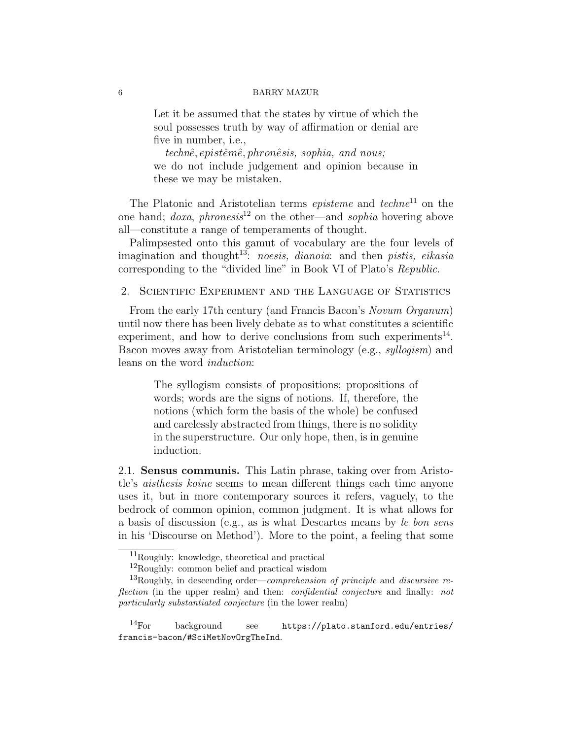> Let it be assumed that the states by virtue of which the soul possesses truth by way of affirmation or denial are five in number, i.e.,
>
> *technê, epistêmê, phronêsis, sophia, and nous;*
>
> we do not include judgement and opinion because in these we may be mistaken.

The Platonic and Aristotelian terms *episteme* and *techne*[11] on the one hand; *doxa*, *phronesis*[12] on the other—and *sophia* hovering above all—constitute a range of temperaments of thought.

Palimpsested onto this gamut of vocabulary are the four levels of imagination and thought[13]: *noesis, dianoia*: and then *pistis, eikasia* corresponding to the "divided line" in Book VI of Plato's *Republic*.

## 2. Scientific Experiment and the Language of Statistics

From the early 17th century (and Francis Bacon's *Novum Organum*) until now there has been lively debate as to what constitutes a scientific experiment, and how to derive conclusions from such experiments[14]. Bacon moves away from Aristotelian terminology (e.g., *syllogism*) and leans on the word *induction*:

> The syllogism consists of propositions; propositions of words; words are the signs of notions. If, therefore, the notions (which form the basis of the whole) be confused and carelessly abstracted from things, there is no solidity in the superstructure. Our only hope, then, is in genuine induction.

### 2.1. Sensus communis.

This Latin phrase, taking over from Aristotle's *aisthesis koine* seems to mean different things each time anyone uses it, but in more contemporary sources it refers, vaguely, to the bedrock of common opinion, common judgment. It is what allows for a basis of discussion (e.g., as is what Descartes means by *le bon sens* in his 'Discourse on Method'). More to the point, a feeling that some

---

[11] Roughly: knowledge, theoretical and practical

[12] Roughly: common belief and practical wisdom

[13] Roughly, in descending order—*comprehension of principle* and *discursive reflection* (in the upper realm) and then: *confidential conjecture* and finally: *not particularly substantiated conjecture* (in the lower realm)

[14] For background see https://plato.stanford.edu/entries/francis-bacon/#SciMetNovOrgTheInd.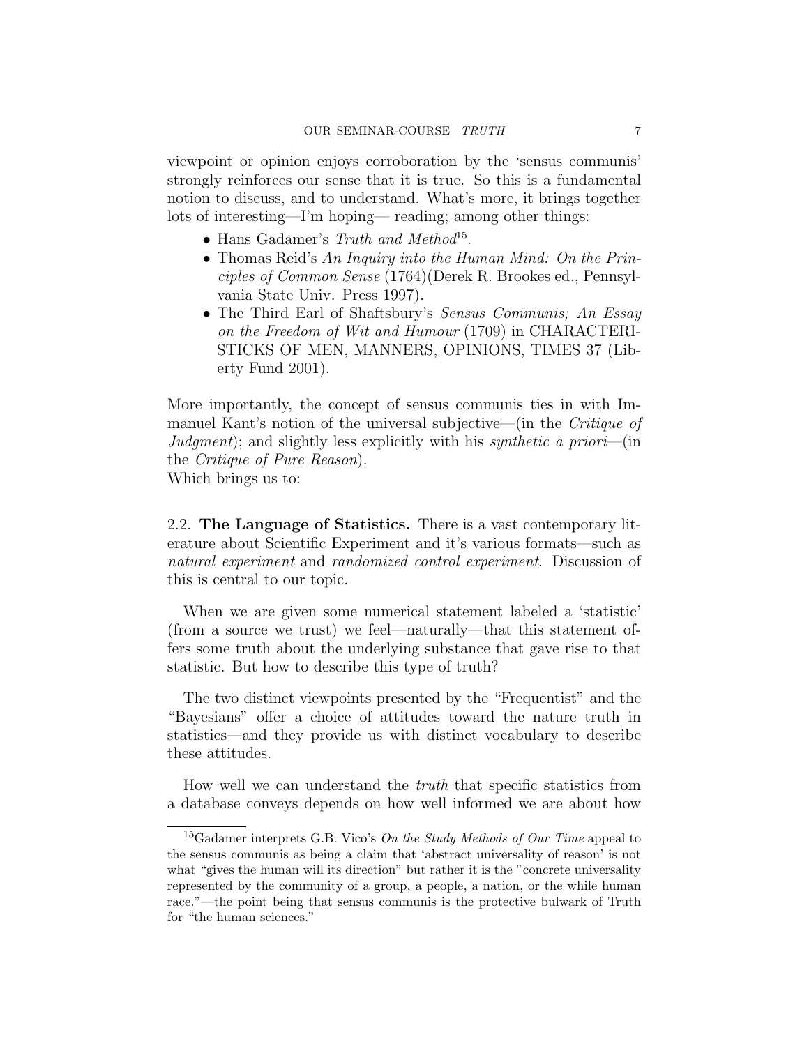viewpoint or opinion enjoys corroboration by the 'sensus communis' strongly reinforces our sense that it is true. So this is a fundamental notion to discuss, and to understand. What's more, it brings together lots of interesting—I'm hoping— reading; among other things:

- Hans Gadamer's *Truth and Method*[15].
- Thomas Reid's *An Inquiry into the Human Mind: On the Principles of Common Sense* (1764)(Derek R. Brookes ed., Pennsylvania State Univ. Press 1997).
- The Third Earl of Shaftsbury's *Sensus Communis; An Essay on the Freedom of Wit and Humour* (1709) in CHARACTERISTICKS OF MEN, MANNERS, OPINIONS, TIMES 37 (Liberty Fund 2001).

More importantly, the concept of sensus communis ties in with Immanuel Kant's notion of the universal subjective—(in the *Critique of Judgment*); and slightly less explicitly with his *synthetic a priori*—(in the *Critique of Pure Reason*).
Which brings us to:

2.2. **The Language of Statistics.** There is a vast contemporary literature about Scientific Experiment and it's various formats—such as *natural experiment* and *randomized control experiment*. Discussion of this is central to our topic.

When we are given some numerical statement labeled a 'statistic' (from a source we trust) we feel—naturally—that this statement offers some truth about the underlying substance that gave rise to that statistic. But how to describe this type of truth?

The two distinct viewpoints presented by the "Frequentist" and the "Bayesians" offer a choice of attitudes toward the nature truth in statistics—and they provide us with distinct vocabulary to describe these attitudes.

How well we can understand the *truth* that specific statistics from a database conveys depends on how well informed we are about how

[15]Gadamer interprets G.B. Vico's *On the Study Methods of Our Time* appeal to the sensus communis as being a claim that 'abstract universality of reason' is not what "gives the human will its direction" but rather it is the "concrete universality represented by the community of a group, a people, a nation, or the while human race."—the point being that sensus communis is the protective bulwark of Truth for "the human sciences."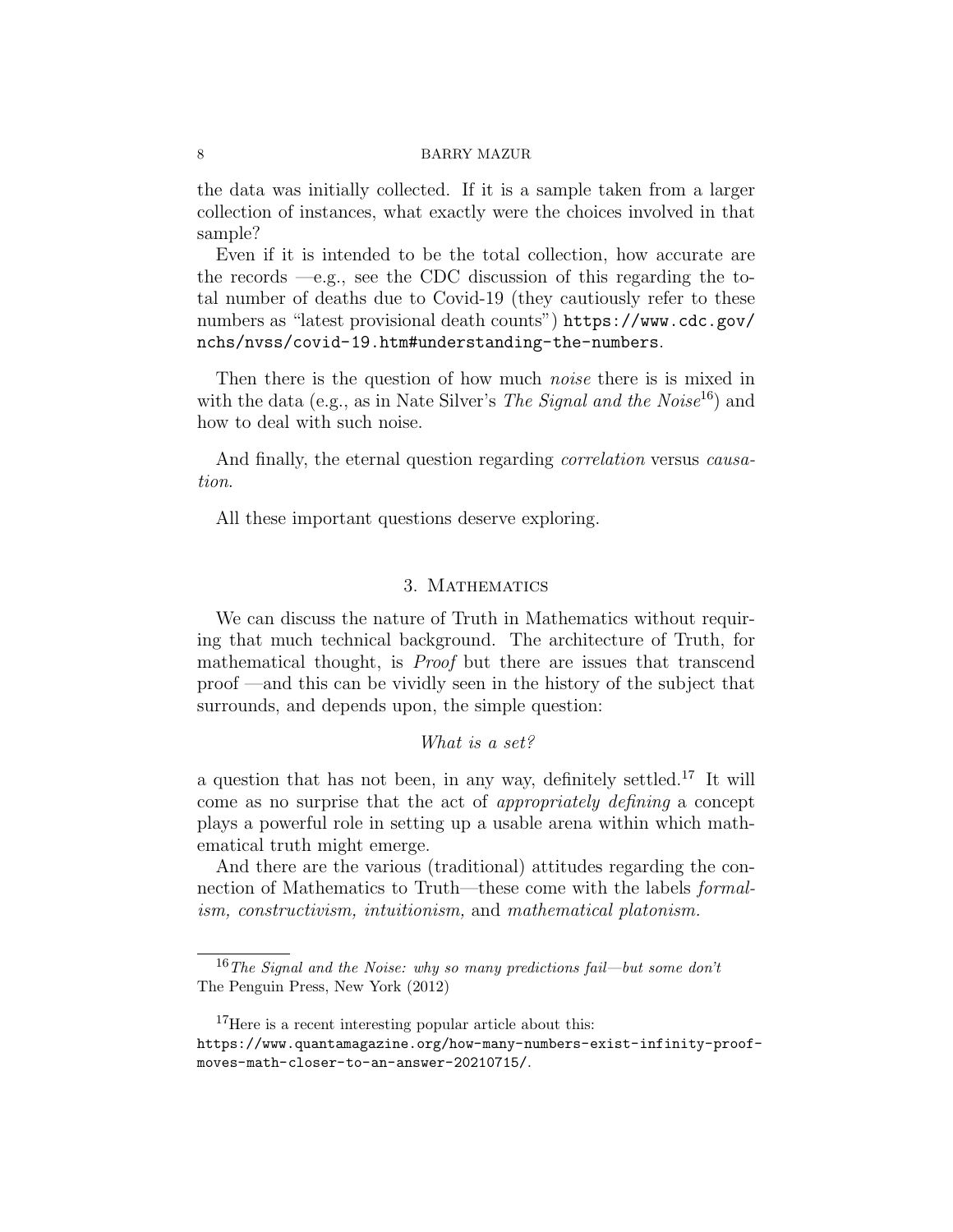the data was initially collected. If it is a sample taken from a larger collection of instances, what exactly were the choices involved in that sample?

Even if it is intended to be the total collection, how accurate are the records —e.g., see the CDC discussion of this regarding the total number of deaths due to Covid-19 (they cautiously refer to these numbers as "latest provisional death counts") `https://www.cdc.gov/nchs/nvss/covid-19.htm#understanding-the-numbers`.

Then there is the question of how much *noise* there is is mixed in with the data (e.g., as in Nate Silver's *The Signal and the Noise*[16]) and how to deal with such noise.

And finally, the eternal question regarding *correlation* versus *causation*.

All these important questions deserve exploring.

## 3. Mathematics

We can discuss the nature of Truth in Mathematics without requiring that much technical background. The architecture of Truth, for mathematical thought, is *Proof* but there are issues that transcend proof —and this can be vividly seen in the history of the subject that surrounds, and depends upon, the simple question:

*What is a set?*

a question that has not been, in any way, definitely settled.[17] It will come as no surprise that the act of *appropriately defining* a concept plays a powerful role in setting up a usable arena within which mathematical truth might emerge.

And there are the various (traditional) attitudes regarding the connection of Mathematics to Truth—these come with the labels *formalism, constructivism, intuitionism,* and *mathematical platonism.*

---

[16] *The Signal and the Noise: why so many predictions fail—but some don't* The Penguin Press, New York (2012)

[17] Here is a recent interesting popular article about this: `https://www.quantamagazine.org/how-many-numbers-exist-infinity-proof-moves-math-closer-to-an-answer-20210715/`.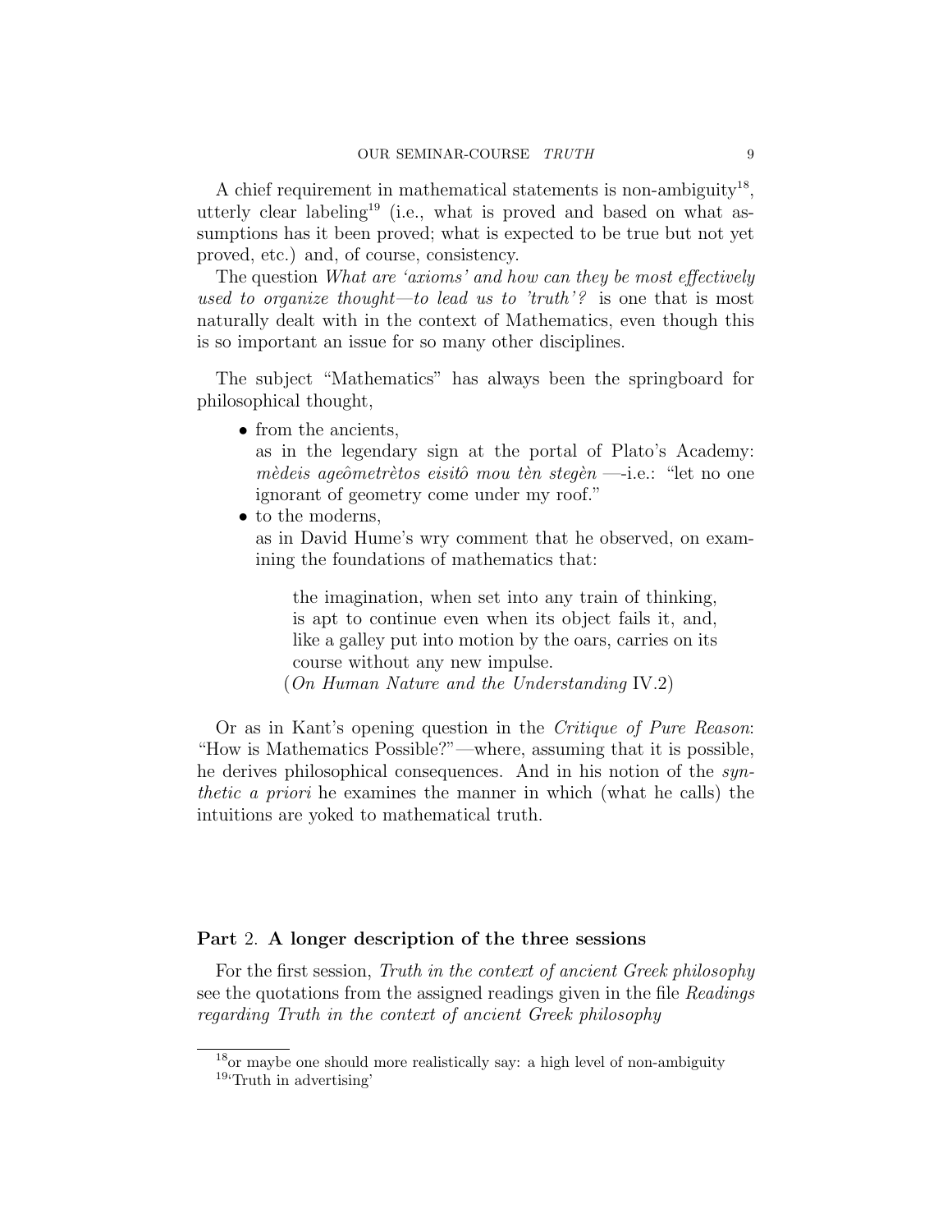A chief requirement in mathematical statements is non-ambiguity[18], utterly clear labeling[19] (i.e., what is proved and based on what assumptions has it been proved; what is expected to be true but not yet proved, etc.) and, of course, consistency.

The question *What are 'axioms' and how can they be most effectively used to organize thought—to lead us to 'truth'?* is one that is most naturally dealt with in the context of Mathematics, even though this is so important an issue for so many other disciplines.

The subject "Mathematics" has always been the springboard for philosophical thought,

- from the ancients,
  as in the legendary sign at the portal of Plato's Academy: *mèdeis ageômetrètos eisitô mou tèn stegèn* —-i.e.: "let no one ignorant of geometry come under my roof."
- to the moderns,
  as in David Hume's wry comment that he observed, on examining the foundations of mathematics that:

  > the imagination, when set into any train of thinking, is apt to continue even when its object fails it, and, like a galley put into motion by the oars, carries on its course without any new impulse.
  > (*On Human Nature and the Understanding* IV.2)

Or as in Kant's opening question in the *Critique of Pure Reason*: "How is Mathematics Possible?"—where, assuming that it is possible, he derives philosophical consequences. And in his notion of the *synthetic a priori* he examines the manner in which (what he calls) the intuitions are yoked to mathematical truth.

## Part 2. A longer description of the three sessions

For the first session, *Truth in the context of ancient Greek philosophy* see the quotations from the assigned readings given in the file *Readings regarding Truth in the context of ancient Greek philosophy*

[18] or maybe one should more realistically say: a high level of non-ambiguity

[19] 'Truth in advertising'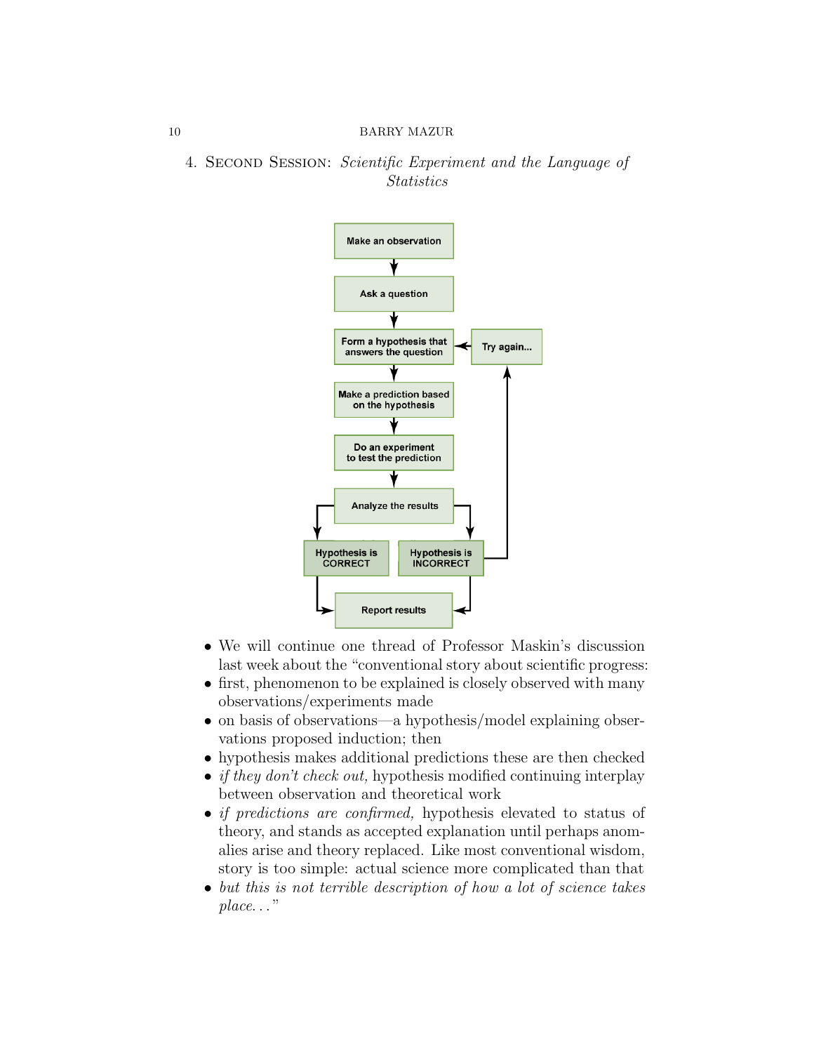## 4. Second Session: *Scientific Experiment and the Language of Statistics*

Make an observation
Ask a question
Form a hypothesis that answers the question
Try again...
Make a prediction based on the hypothesis
Do an experiment to test the prediction
Analyze the results
Hypothesis is CORRECT
Hypothesis is INCORRECT
Report results

- We will continue one thread of Professor Maskin's discussion last week about the "conventional story about scientific progress:
- first, phenomenon to be explained is closely observed with many observations/experiments made
- on basis of observations—a hypothesis/model explaining observations proposed induction; then
- hypothesis makes additional predictions these are then checked
- *if they don't check out,* hypothesis modified continuing interplay between observation and theoretical work
- *if predictions are confirmed,* hypothesis elevated to status of theory, and stands as accepted explanation until perhaps anomalies arise and theory replaced. Like most conventional wisdom, story is too simple: actual science more complicated than that
- *but this is not terrible description of how a lot of science takes place...*"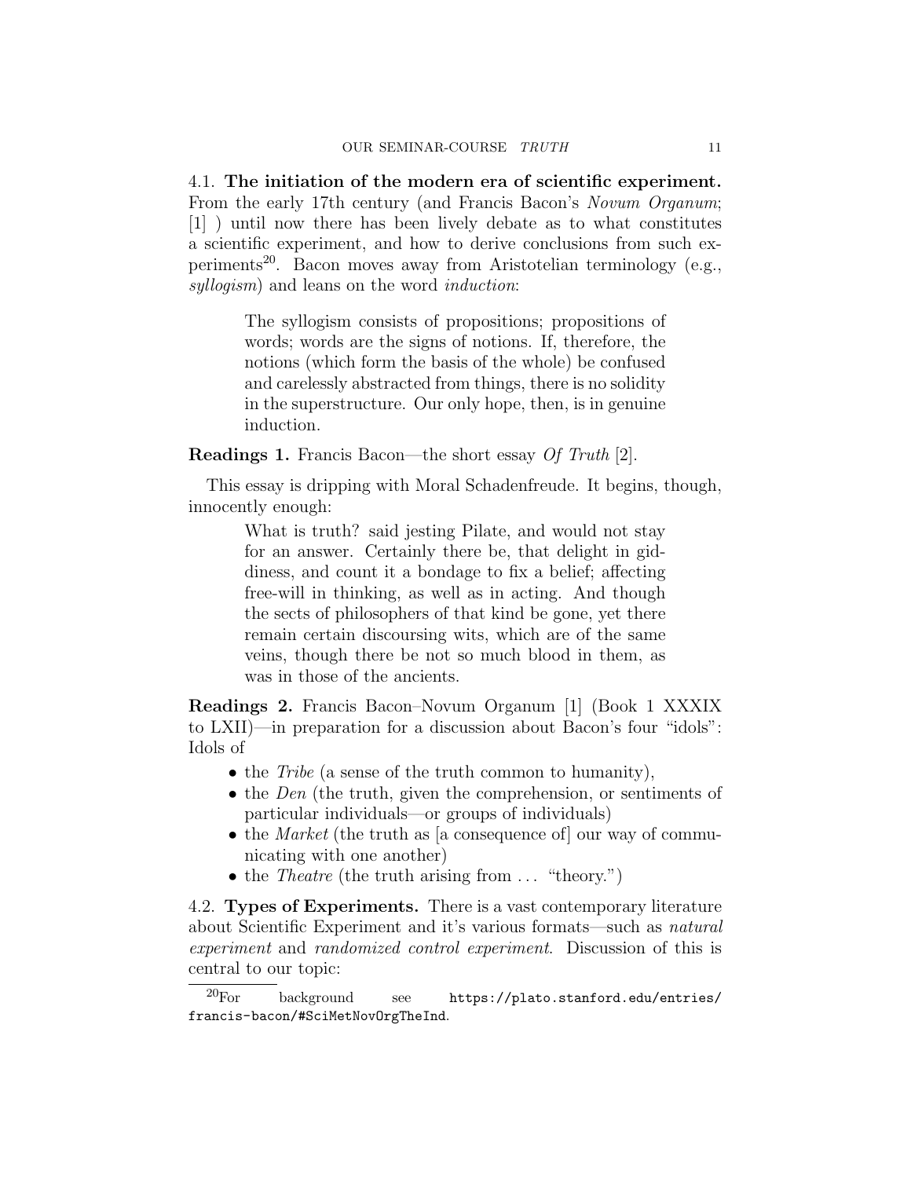4.1. **The initiation of the modern era of scientific experiment.** From the early 17th century (and Francis Bacon's *Novum Organum*; [1] ) until now there has been lively debate as to what constitutes a scientific experiment, and how to derive conclusions from such experiments[20]. Bacon moves away from Aristotelian terminology (e.g., *syllogism*) and leans on the word *induction*:

> The syllogism consists of propositions; propositions of words; words are the signs of notions. If, therefore, the notions (which form the basis of the whole) be confused and carelessly abstracted from things, there is no solidity in the superstructure. Our only hope, then, is in genuine induction.

**Readings 1.** Francis Bacon—the short essay *Of Truth* [2].

This essay is dripping with Moral Schadenfreude. It begins, though, innocently enough:

> What is truth? said jesting Pilate, and would not stay for an answer. Certainly there be, that delight in giddiness, and count it a bondage to fix a belief; affecting free-will in thinking, as well as in acting. And though the sects of philosophers of that kind be gone, yet there remain certain discoursing wits, which are of the same veins, though there be not so much blood in them, as was in those of the ancients.

**Readings 2.** Francis Bacon–Novum Organum [1] (Book 1 XXXIX to LXII)—in preparation for a discussion about Bacon's four "idols": Idols of

- the *Tribe* (a sense of the truth common to humanity),
- the *Den* (the truth, given the comprehension, or sentiments of particular individuals—or groups of individuals)
- the *Market* (the truth as [a consequence of] our way of communicating with one another)
- the *Theatre* (the truth arising from ... "theory.")

4.2. **Types of Experiments.** There is a vast contemporary literature about Scientific Experiment and it's various formats—such as *natural experiment* and *randomized control experiment*. Discussion of this is central to our topic:

[20] For background see https://plato.stanford.edu/entries/francis-bacon/#SciMetNovOrgTheInd.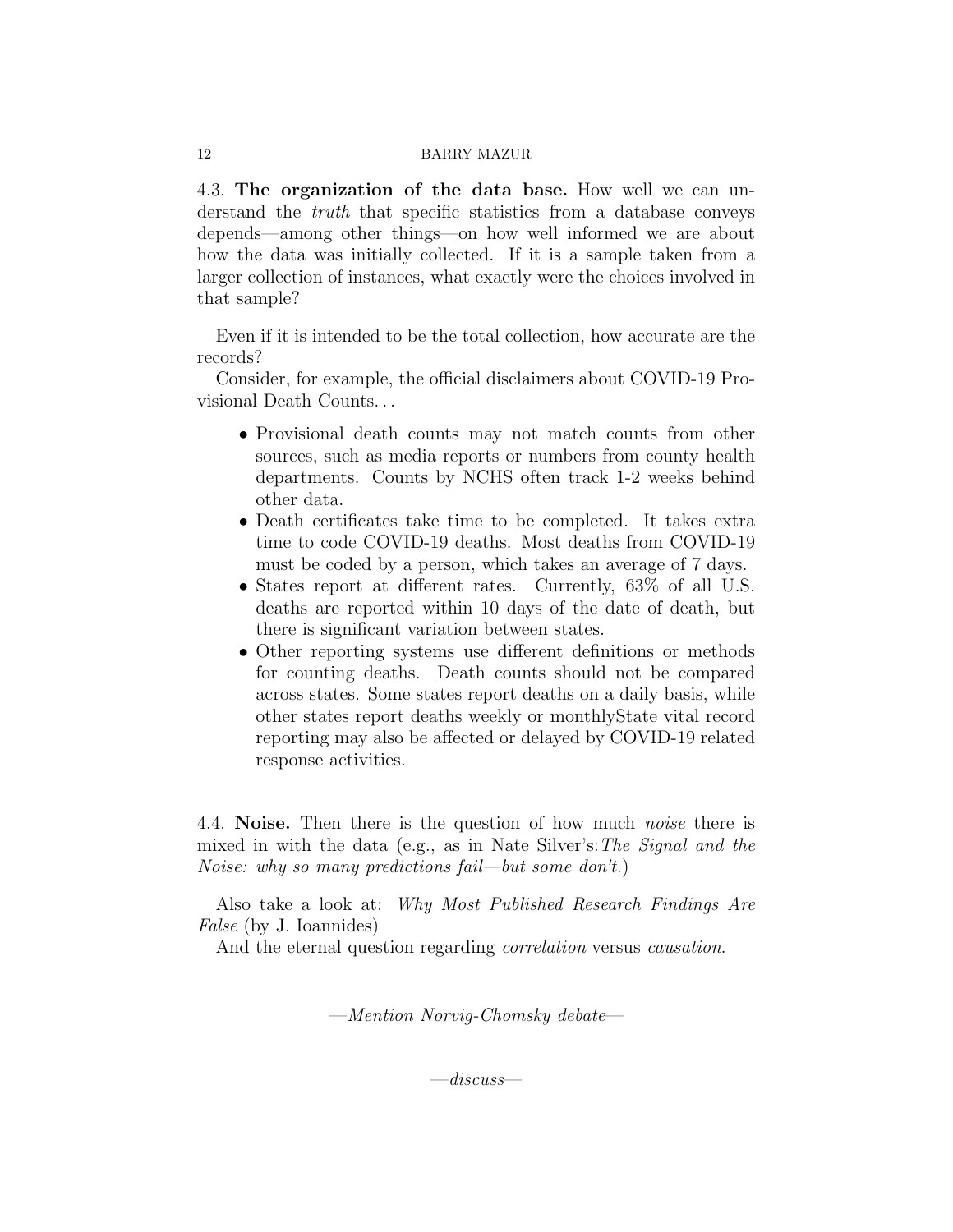4.3. **The organization of the data base.** How well we can understand the *truth* that specific statistics from a database conveys depends—among other things—on how well informed we are about how the data was initially collected. If it is a sample taken from a larger collection of instances, what exactly were the choices involved in that sample?

Even if it is intended to be the total collection, how accurate are the records?

Consider, for example, the official disclaimers about COVID-19 Provisional Death Counts. . .

- Provisional death counts may not match counts from other sources, such as media reports or numbers from county health departments. Counts by NCHS often track 1-2 weeks behind other data.
- Death certificates take time to be completed. It takes extra time to code COVID-19 deaths. Most deaths from COVID-19 must be coded by a person, which takes an average of 7 days.
- States report at different rates. Currently, 63% of all U.S. deaths are reported within 10 days of the date of death, but there is significant variation between states.
- Other reporting systems use different definitions or methods for counting deaths. Death counts should not be compared across states. Some states report deaths on a daily basis, while other states report deaths weekly or monthlyState vital record reporting may also be affected or delayed by COVID-19 related response activities.

4.4. **Noise.** Then there is the question of how much *noise* there is mixed in with the data (e.g., as in Nate Silver's: *The Signal and the Noise: why so many predictions fail—but some don't.*)

Also take a look at: *Why Most Published Research Findings Are False* (by J. Ioannides)

And the eternal question regarding *correlation* versus *causation*.

—*Mention Norvig-Chomsky debate*—

—*discuss*—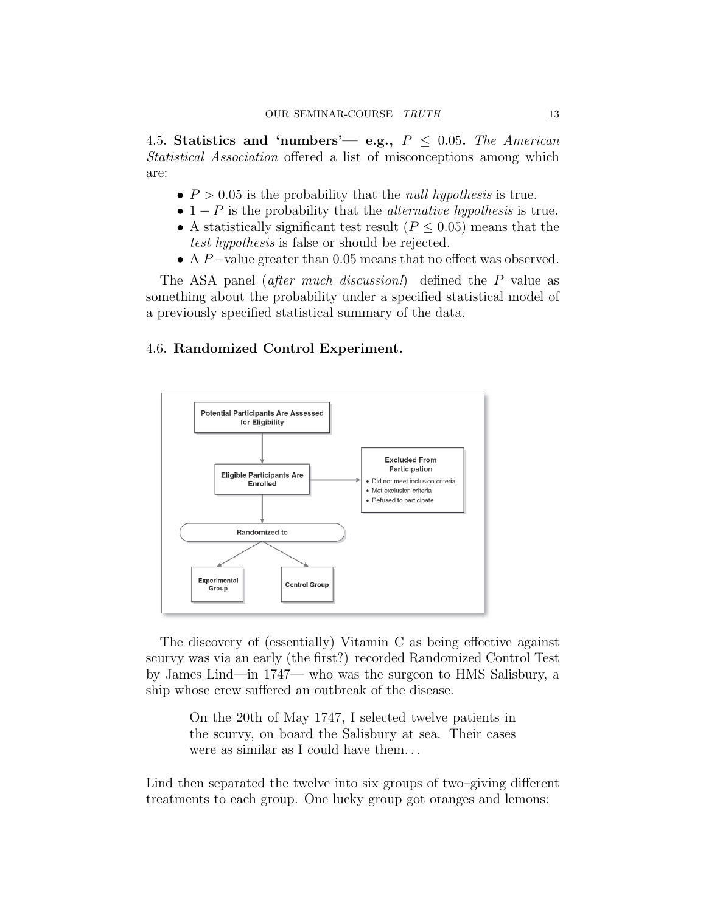4.5. **Statistics and 'numbers'— e.g., $P \leq 0.05$.** *The American Statistical Association* offered a list of misconceptions among which are:

- $P > 0.05$ is the probability that the *null hypothesis* is true.
- $1 - P$ is the probability that the *alternative hypothesis* is true.
- A statistically significant test result ($P \leq 0.05$) means that the *test hypothesis* is false or should be rejected.
- A $P-$value greater than 0.05 means that no effect was observed.

The ASA panel (*after much discussion!*) defined the $P$ value as something about the probability under a specified statistical model of a previously specified statistical summary of the data.

4.6. **Randomized Control Experiment.**

Potential Participants Are Assessed for Eligibility

Eligible Participants Are Enrolled

Excluded From Participation
- Did not meet inclusion criteria
- Met exclusion criteria
- Refused to participate

Randomized to

Experimental Group

Control Group

The discovery of (essentially) Vitamin C as being effective against scurvy was via an early (the first?) recorded Randomized Control Test by James Lind—in 1747— who was the surgeon to HMS Salisbury, a ship whose crew suffered an outbreak of the disease.

> On the 20th of May 1747, I selected twelve patients in the scurvy, on board the Salisbury at sea. Their cases were as similar as I could have them...

Lind then separated the twelve into six groups of two–giving different treatments to each group. One lucky group got oranges and lemons: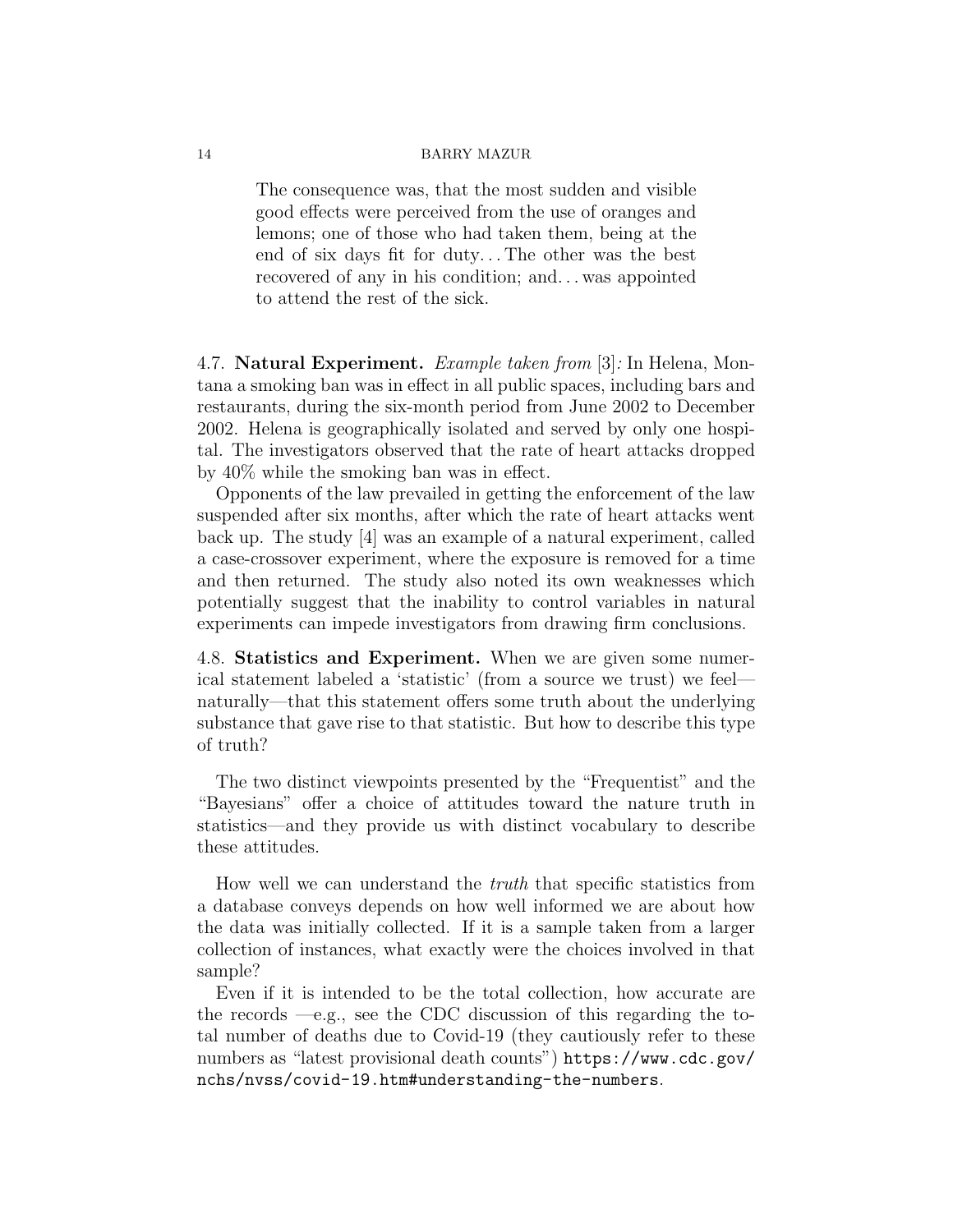> The consequence was, that the most sudden and visible good effects were perceived from the use of oranges and lemons; one of those who had taken them, being at the end of six days fit for duty... The other was the best recovered of any in his condition; and... was appointed to attend the rest of the sick.

4.7. **Natural Experiment.** *Example taken from* [3]*:* In Helena, Montana a smoking ban was in effect in all public spaces, including bars and restaurants, during the six-month period from June 2002 to December 2002. Helena is geographically isolated and served by only one hospital. The investigators observed that the rate of heart attacks dropped by 40% while the smoking ban was in effect.

Opponents of the law prevailed in getting the enforcement of the law suspended after six months, after which the rate of heart attacks went back up. The study [4] was an example of a natural experiment, called a case-crossover experiment, where the exposure is removed for a time and then returned. The study also noted its own weaknesses which potentially suggest that the inability to control variables in natural experiments can impede investigators from drawing firm conclusions.

4.8. **Statistics and Experiment.** When we are given some numerical statement labeled a 'statistic' (from a source we trust) we feel—naturally—that this statement offers some truth about the underlying substance that gave rise to that statistic. But how to describe this type of truth?

The two distinct viewpoints presented by the "Frequentist" and the "Bayesians" offer a choice of attitudes toward the nature truth in statistics—and they provide us with distinct vocabulary to describe these attitudes.

How well we can understand the *truth* that specific statistics from a database conveys depends on how well informed we are about how the data was initially collected. If it is a sample taken from a larger collection of instances, what exactly were the choices involved in that sample?

Even if it is intended to be the total collection, how accurate are the records —e.g., see the CDC discussion of this regarding the total number of deaths due to Covid-19 (they cautiously refer to these numbers as "latest provisional death counts") `https://www.cdc.gov/nchs/nvss/covid-19.htm#understanding-the-numbers`.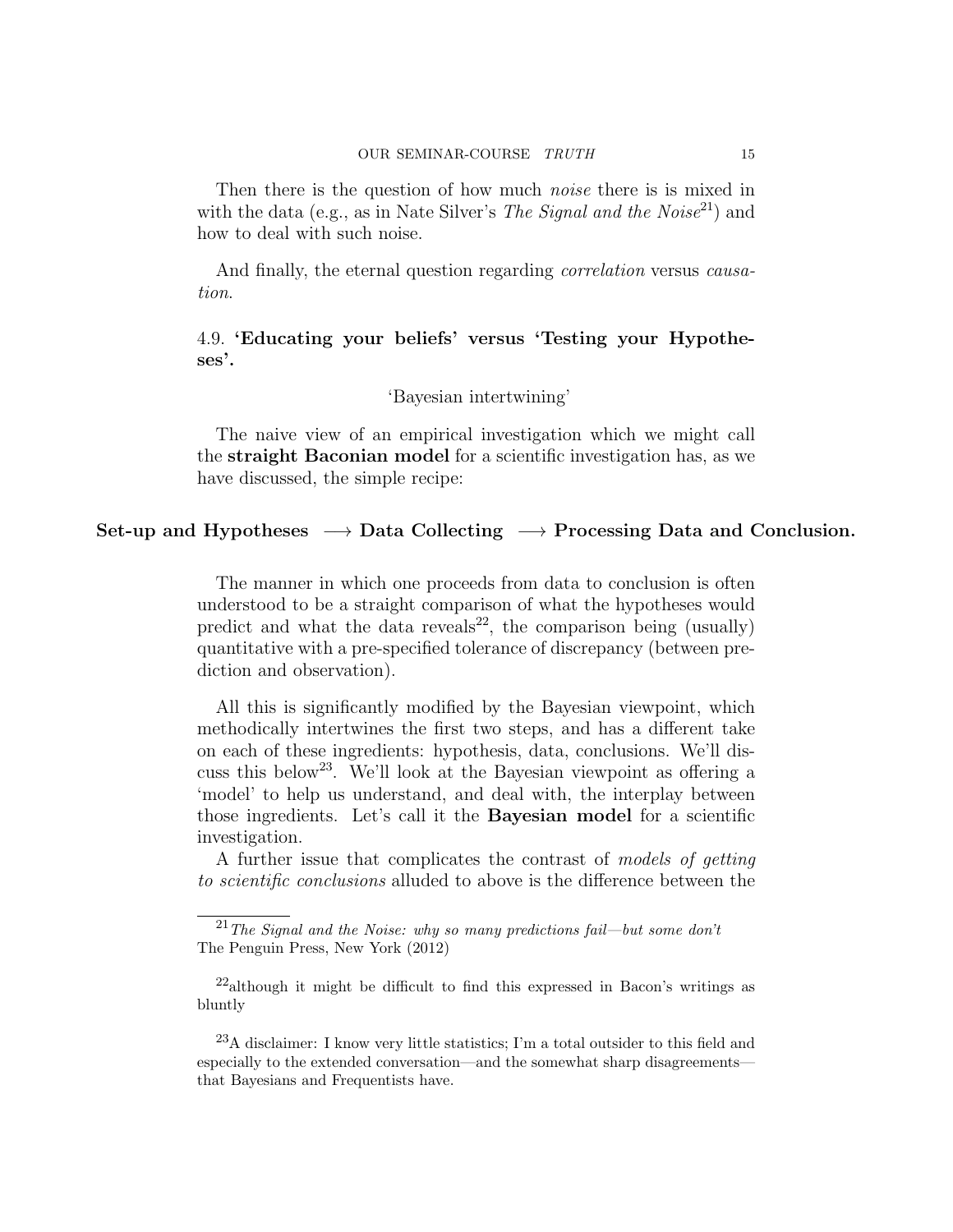Then there is the question of how much *noise* there is is mixed in with the data (e.g., as in Nate Silver's *The Signal and the Noise*[21]) and how to deal with such noise.

And finally, the eternal question regarding *correlation* versus *causation*.

### 4.9. 'Educating your beliefs' versus 'Testing your Hypotheses'.

'Bayesian intertwining'

The naive view of an empirical investigation which we might call the **straight Baconian model** for a scientific investigation has, as we have discussed, the simple recipe:

**Set-up and Hypotheses $\longrightarrow$ Data Collecting $\longrightarrow$ Processing Data and Conclusion.**

The manner in which one proceeds from data to conclusion is often understood to be a straight comparison of what the hypotheses would predict and what the data reveals[22], the comparison being (usually) quantitative with a pre-specified tolerance of discrepancy (between prediction and observation).

All this is significantly modified by the Bayesian viewpoint, which methodically intertwines the first two steps, and has a different take on each of these ingredients: hypothesis, data, conclusions. We'll discuss this below[23]. We'll look at the Bayesian viewpoint as offering a 'model' to help us understand, and deal with, the interplay between those ingredients. Let's call it the **Bayesian model** for a scientific investigation.

A further issue that complicates the contrast of *models of getting to scientific conclusions* alluded to above is the difference between the

---

[21] *The Signal and the Noise: why so many predictions fail—but some don't* The Penguin Press, New York (2012)

[22] although it might be difficult to find this expressed in Bacon's writings as bluntly

[23] A disclaimer: I know very little statistics; I'm a total outsider to this field and especially to the extended conversation—and the somewhat sharp disagreements—that Bayesians and Frequentists have.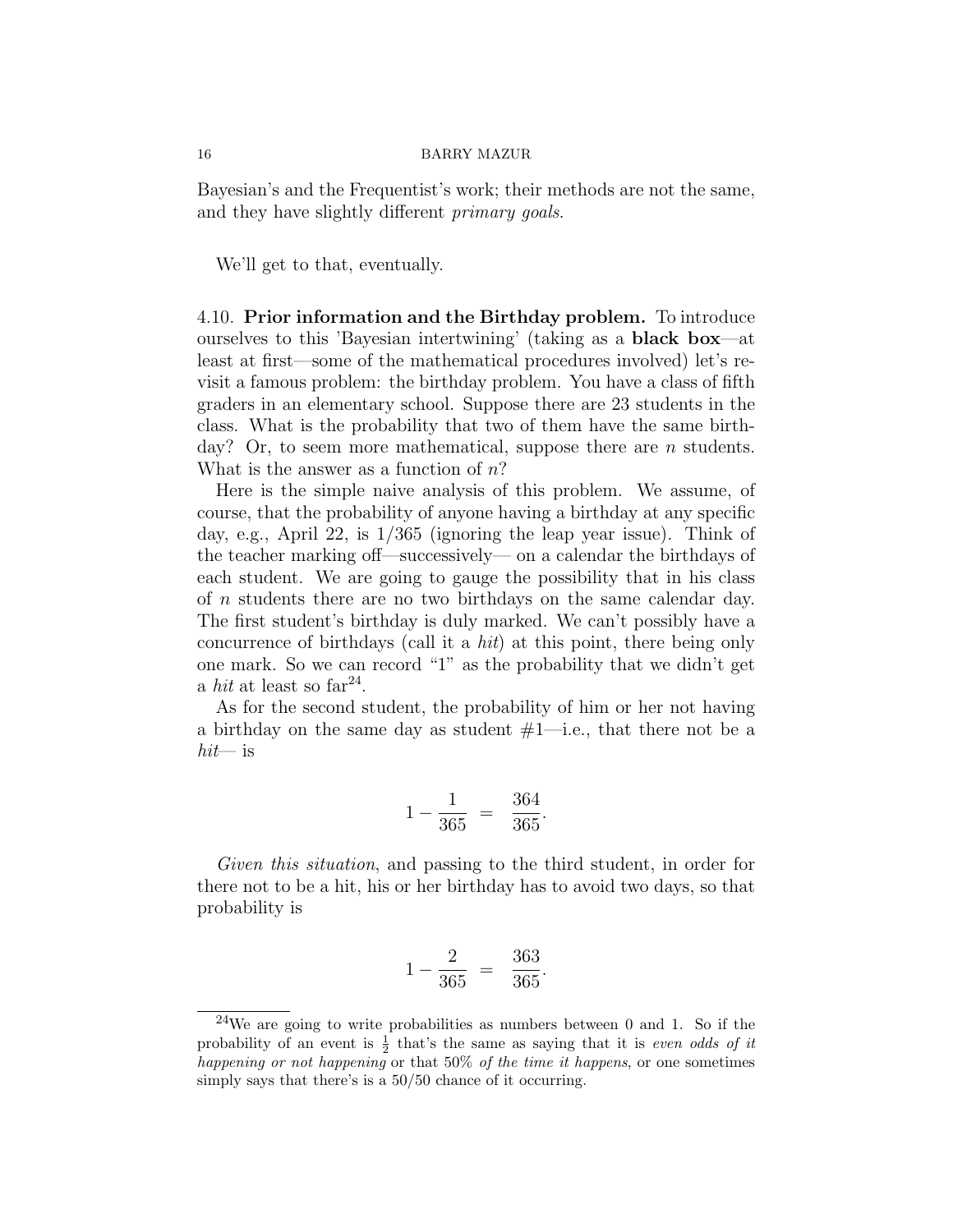Bayesian's and the Frequentist's work; their methods are not the same, and they have slightly different *primary goals*.

We'll get to that, eventually.

4.10. **Prior information and the Birthday problem.** To introduce ourselves to this 'Bayesian intertwining' (taking as a **black box**—at least at first—some of the mathematical procedures involved) let's revisit a famous problem: the birthday problem. You have a class of fifth graders in an elementary school. Suppose there are 23 students in the class. What is the probability that two of them have the same birthday? Or, to seem more mathematical, suppose there are $n$ students. What is the answer as a function of $n$?

Here is the simple naive analysis of this problem. We assume, of course, that the probability of anyone having a birthday at any specific day, e.g., April 22, is $1/365$ (ignoring the leap year issue). Think of the teacher marking off—successively— on a calendar the birthdays of each student. We are going to gauge the possibility that in his class of $n$ students there are no two birthdays on the same calendar day. The first student's birthday is duly marked. We can't possibly have a concurrence of birthdays (call it a *hit*) at this point, there being only one mark. So we can record "1" as the probability that we didn't get a *hit* at least so far[24].

As for the second student, the probability of him or her not having a birthday on the same day as student #1—i.e., that there not be a *hit*— is

$$1 - \frac{1}{365} \;=\; \frac{364}{365}.$$

*Given this situation*, and passing to the third student, in order for there not to be a hit, his or her birthday has to avoid two days, so that probability is

$$1 - \frac{2}{365} \;=\; \frac{363}{365}.$$

[24] We are going to write probabilities as numbers between 0 and 1. So if the probability of an event is $\frac{1}{2}$ that's the same as saying that it is *even odds of it happening or not happening* or that 50% *of the time it happens*, or one sometimes simply says that there's is a 50/50 chance of it occurring.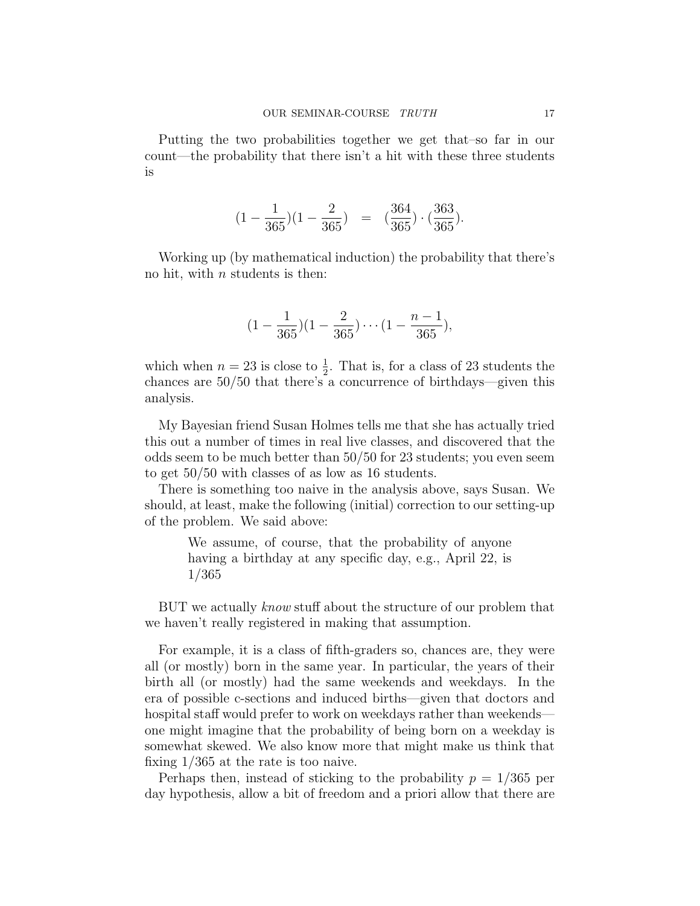Putting the two probabilities together we get that–so far in our count—the probability that there isn't a hit with these three students is

$$(1 - \frac{1}{365})(1 - \frac{2}{365}) \quad = \quad (\frac{364}{365}) \cdot (\frac{363}{365}).$$

Working up (by mathematical induction) the probability that there's no hit, with $n$ students is then:

$$(1 - \frac{1}{365})(1 - \frac{2}{365}) \cdots (1 - \frac{n-1}{365}),$$

which when $n = 23$ is close to $\frac{1}{2}$. That is, for a class of 23 students the chances are 50/50 that there's a concurrence of birthdays—given this analysis.

My Bayesian friend Susan Holmes tells me that she has actually tried this out a number of times in real live classes, and discovered that the odds seem to be much better than 50/50 for 23 students; you even seem to get 50/50 with classes of as low as 16 students.

There is something too naive in the analysis above, says Susan. We should, at least, make the following (initial) correction to our setting-up of the problem. We said above:

> We assume, of course, that the probability of anyone having a birthday at any specific day, e.g., April 22, is 1/365

BUT we actually *know* stuff about the structure of our problem that we haven't really registered in making that assumption.

For example, it is a class of fifth-graders so, chances are, they were all (or mostly) born in the same year. In particular, the years of their birth all (or mostly) had the same weekends and weekdays. In the era of possible c-sections and induced births—given that doctors and hospital staff would prefer to work on weekdays rather than weekends—one might imagine that the probability of being born on a weekday is somewhat skewed. We also know more that might make us think that fixing 1/365 at the rate is too naive.

Perhaps then, instead of sticking to the probability $p = 1/365$ per day hypothesis, allow a bit of freedom and a priori allow that there are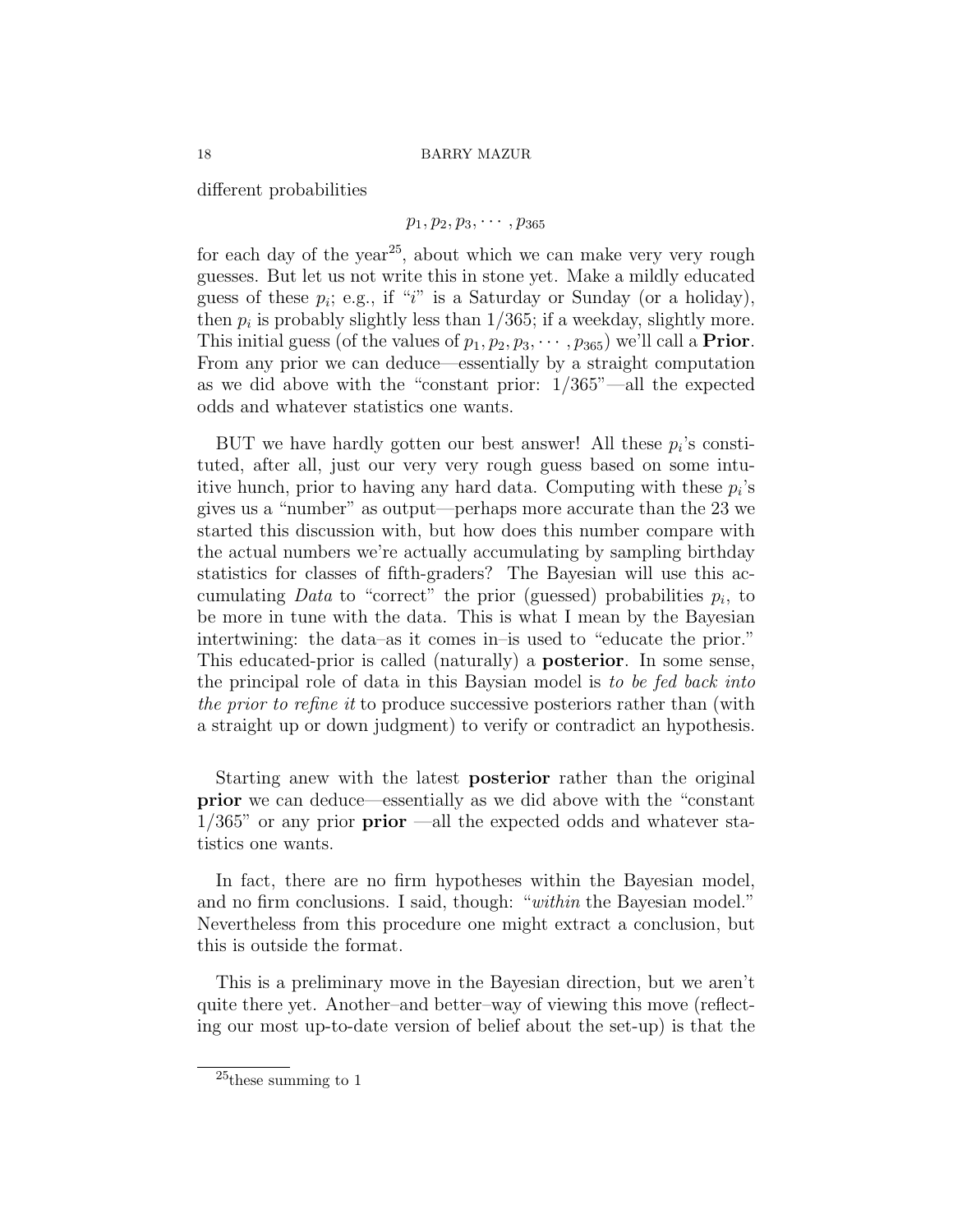different probabilities

$$p_1, p_2, p_3, \cdots, p_{365}$$

for each day of the year[25], about which we can make very very rough guesses. But let us not write this in stone yet. Make a mildly educated guess of these $p_i$; e.g., if "$i$" is a Saturday or Sunday (or a holiday), then $p_i$ is probably slightly less than $1/365$; if a weekday, slightly more. This initial guess (of the values of $p_1, p_2, p_3, \cdots, p_{365}$) we'll call a **Prior**. From any prior we can deduce—essentially by a straight computation as we did above with the "constant prior: $1/365$"—all the expected odds and whatever statistics one wants.

BUT we have hardly gotten our best answer! All these $p_i$'s constituted, after all, just our very very rough guess based on some intuitive hunch, prior to having any hard data. Computing with these $p_i$'s gives us a "number" as output—perhaps more accurate than the 23 we started this discussion with, but how does this number compare with the actual numbers we're actually accumulating by sampling birthday statistics for classes of fifth-graders? The Bayesian will use this accumulating *Data* to "correct" the prior (guessed) probabilities $p_i$, to be more in tune with the data. This is what I mean by the Bayesian intertwining: the data–as it comes in–is used to "educate the prior." This educated-prior is called (naturally) a **posterior**. In some sense, the principal role of data in this Baysian model is *to be fed back into the prior to refine it* to produce successive posteriors rather than (with a straight up or down judgment) to verify or contradict an hypothesis.

Starting anew with the latest **posterior** rather than the original **prior** we can deduce—essentially as we did above with the "constant $1/365$" or any prior **prior** —all the expected odds and whatever statistics one wants.

In fact, there are no firm hypotheses within the Bayesian model, and no firm conclusions. I said, though: "*within* the Bayesian model." Nevertheless from this procedure one might extract a conclusion, but this is outside the format.

This is a preliminary move in the Bayesian direction, but we aren't quite there yet. Another–and better–way of viewing this move (reflecting our most up-to-date version of belief about the set-up) is that the

[25] these summing to 1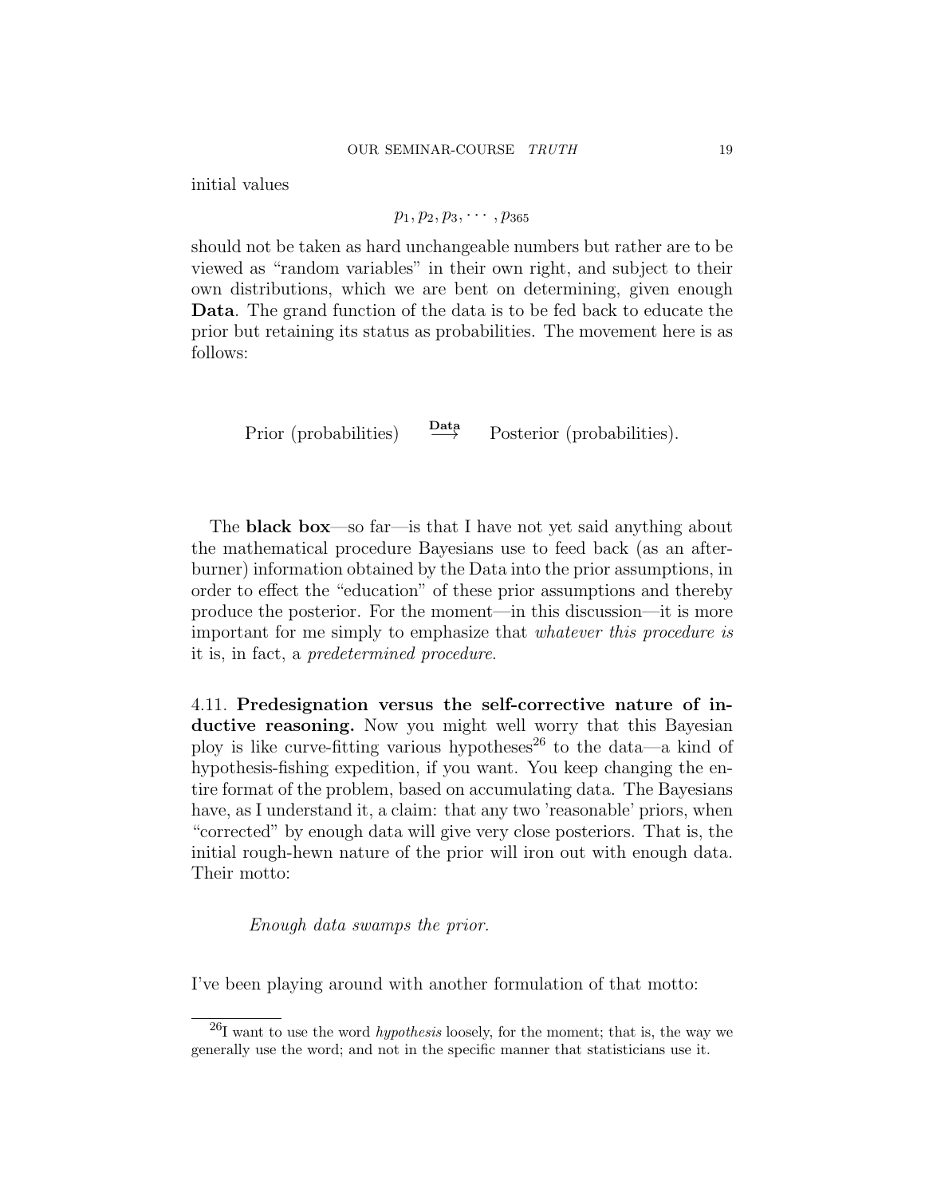initial values

$$p_1, p_2, p_3, \cdots, p_{365}$$

should not be taken as hard unchangeable numbers but rather are to be viewed as "random variables" in their own right, and subject to their own distributions, which we are bent on determining, given enough **Data**. The grand function of the data is to be fed back to educate the prior but retaining its status as probabilities. The movement here is as follows:

$$\text{Prior (probabilities)} \quad \overset{\textbf{Data}}{\longrightarrow} \quad \text{Posterior (probabilities).}$$

The **black box**—so far—is that I have not yet said anything about the mathematical procedure Bayesians use to feed back (as an afterburner) information obtained by the Data into the prior assumptions, in order to effect the "education" of these prior assumptions and thereby produce the posterior. For the moment—in this discussion—it is more important for me simply to emphasize that *whatever this procedure is* it is, in fact, a *predetermined procedure*.

4.11. **Predesignation versus the self-corrective nature of inductive reasoning.** Now you might well worry that this Bayesian ploy is like curve-fitting various hypotheses[26] to the data—a kind of hypothesis-fishing expedition, if you want. You keep changing the entire format of the problem, based on accumulating data. The Bayesians have, as I understand it, a claim: that any two 'reasonable' priors, when "corrected" by enough data will give very close posteriors. That is, the initial rough-hewn nature of the prior will iron out with enough data. Their motto:

*Enough data swamps the prior.*

I've been playing around with another formulation of that motto:

[26] I want to use the word *hypothesis* loosely, for the moment; that is, the way we generally use the word; and not in the specific manner that statisticians use it.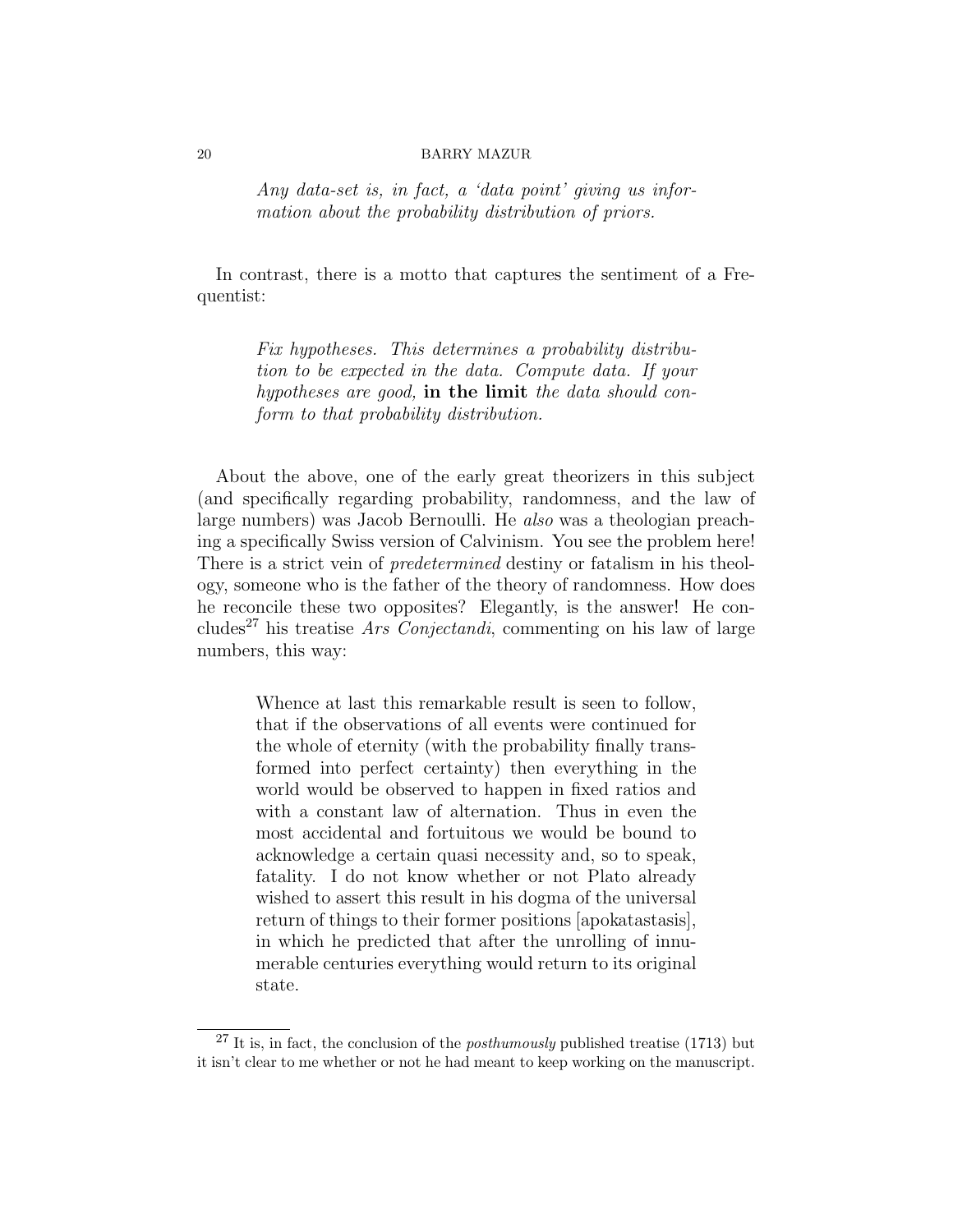> *Any data-set is, in fact, a 'data point' giving us information about the probability distribution of priors.*

In contrast, there is a motto that captures the sentiment of a Frequentist:

> *Fix hypotheses. This determines a probability distribution to be expected in the data. Compute data. If your hypotheses are good,* **in the limit** *the data should conform to that probability distribution.*

About the above, one of the early great theorizers in this subject (and specifically regarding probability, randomness, and the law of large numbers) was Jacob Bernoulli. He *also* was a theologian preaching a specifically Swiss version of Calvinism. You see the problem here! There is a strict vein of *predetermined* destiny or fatalism in his theology, someone who is the father of the theory of randomness. How does he reconcile these two opposites? Elegantly, is the answer! He concludes[27] his treatise *Ars Conjectandi*, commenting on his law of large numbers, this way:

> Whence at last this remarkable result is seen to follow, that if the observations of all events were continued for the whole of eternity (with the probability finally transformed into perfect certainty) then everything in the world would be observed to happen in fixed ratios and with a constant law of alternation. Thus in even the most accidental and fortuitous we would be bound to acknowledge a certain quasi necessity and, so to speak, fatality. I do not know whether or not Plato already wished to assert this result in his dogma of the universal return of things to their former positions [apokatastasis], in which he predicted that after the unrolling of innumerable centuries everything would return to its original state.

[27] It is, in fact, the conclusion of the *posthumously* published treatise (1713) but it isn't clear to me whether or not he had meant to keep working on the manuscript.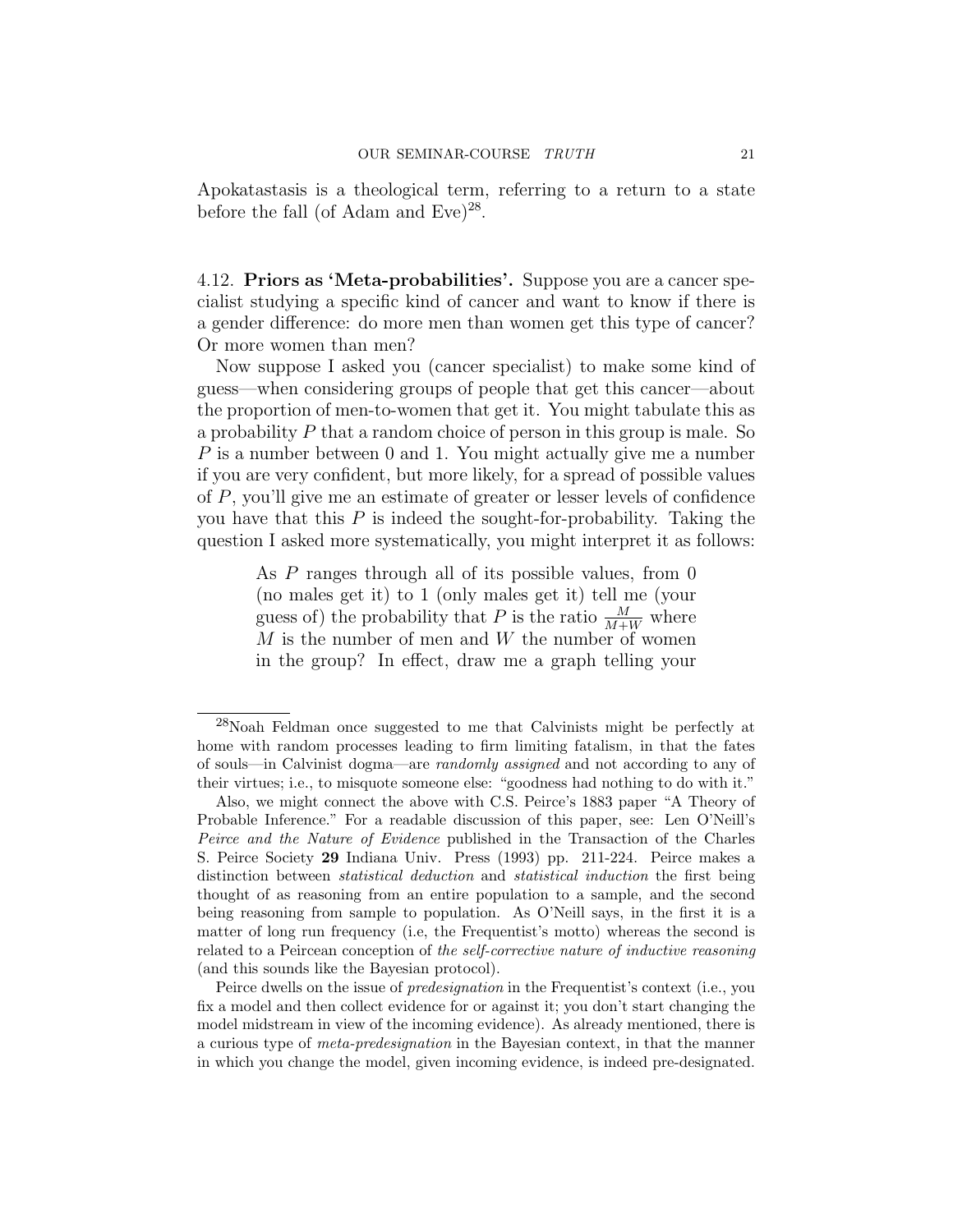Apokatastasis is a theological term, referring to a return to a state before the fall (of Adam and Eve)[28].

4.12. **Priors as 'Meta-probabilities'.** Suppose you are a cancer specialist studying a specific kind of cancer and want to know if there is a gender difference: do more men than women get this type of cancer? Or more women than men?

Now suppose I asked you (cancer specialist) to make some kind of guess—when considering groups of people that get this cancer—about the proportion of men-to-women that get it. You might tabulate this as a probability $P$ that a random choice of person in this group is male. So $P$ is a number between 0 and 1. You might actually give me a number if you are very confident, but more likely, for a spread of possible values of $P$, you'll give me an estimate of greater or lesser levels of confidence you have that this $P$ is indeed the sought-for-probability. Taking the question I asked more systematically, you might interpret it as follows:

> As $P$ ranges through all of its possible values, from 0 (no males get it) to 1 (only males get it) tell me (your guess of) the probability that $P$ is the ratio $\frac{M}{M+W}$ where $M$ is the number of men and $W$ the number of women in the group? In effect, draw me a graph telling your

---

[28]Noah Feldman once suggested to me that Calvinists might be perfectly at home with random processes leading to firm limiting fatalism, in that the fates of souls—in Calvinist dogma—are *randomly assigned* and not according to any of their virtues; i.e., to misquote someone else: "goodness had nothing to do with it."

Also, we might connect the above with C.S. Peirce's 1883 paper "A Theory of Probable Inference." For a readable discussion of this paper, see: Len O'Neill's *Peirce and the Nature of Evidence* published in the Transaction of the Charles S. Peirce Society **29** Indiana Univ. Press (1993) pp. 211-224. Peirce makes a distinction between *statistical deduction* and *statistical induction* the first being thought of as reasoning from an entire population to a sample, and the second being reasoning from sample to population. As O'Neill says, in the first it is a matter of long run frequency (i.e, the Frequentist's motto) whereas the second is related to a Peircean conception of *the self-corrective nature of inductive reasoning* (and this sounds like the Bayesian protocol).

Peirce dwells on the issue of *predesignation* in the Frequentist's context (i.e., you fix a model and then collect evidence for or against it; you don't start changing the model midstream in view of the incoming evidence). As already mentioned, there is a curious type of *meta-predesignation* in the Bayesian context, in that the manner in which you change the model, given incoming evidence, is indeed pre-designated.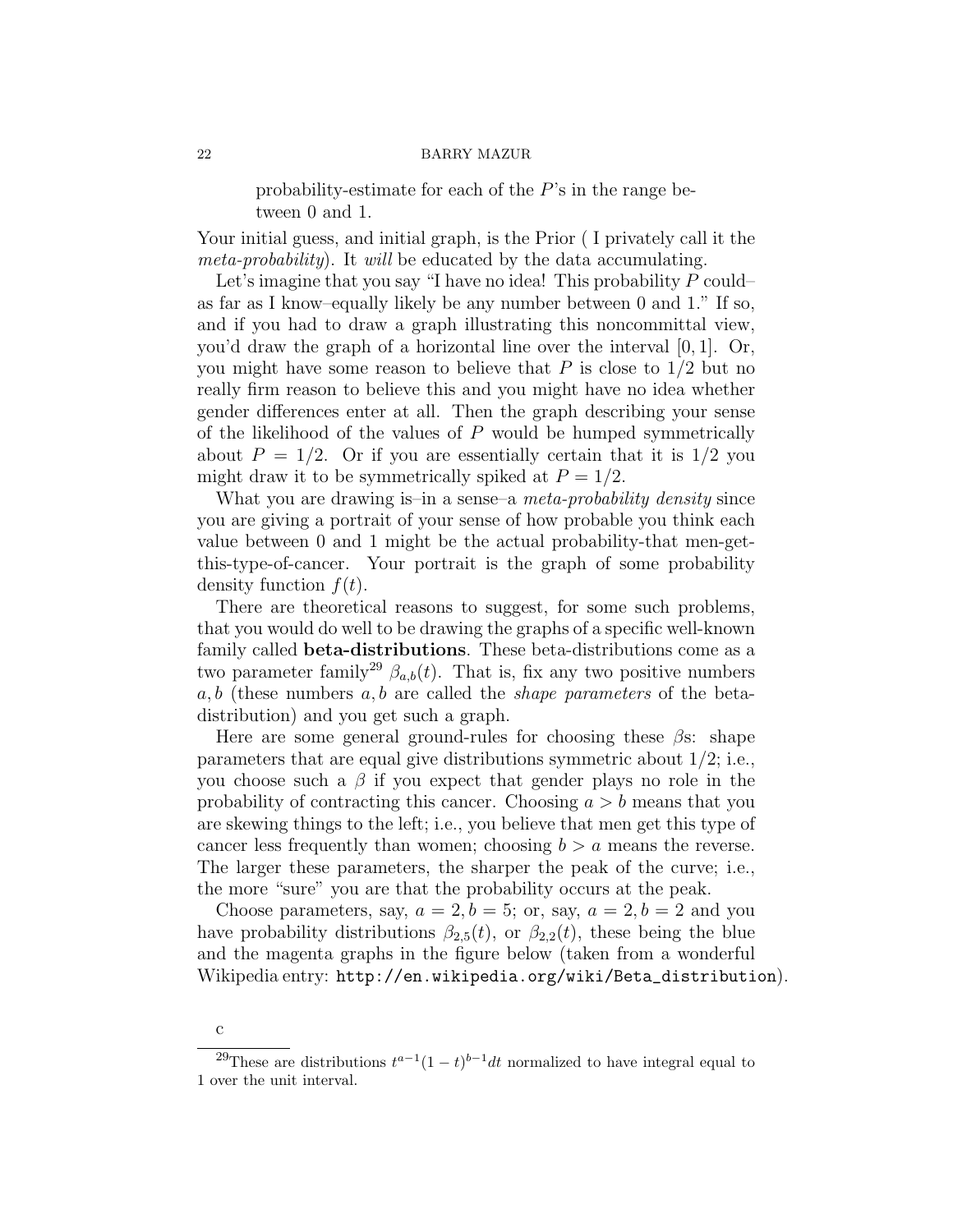probability-estimate for each of the $P$'s in the range between 0 and 1.

Your initial guess, and initial graph, is the Prior ( I privately call it the *meta-probability*). It *will* be educated by the data accumulating.

Let's imagine that you say "I have no idea! This probability $P$ could–as far as I know–equally likely be any number between 0 and 1." If so, and if you had to draw a graph illustrating this noncommittal view, you'd draw the graph of a horizontal line over the interval $[0, 1]$. Or, you might have some reason to believe that $P$ is close to $1/2$ but no really firm reason to believe this and you might have no idea whether gender differences enter at all. Then the graph describing your sense of the likelihood of the values of $P$ would be humped symmetrically about $P = 1/2$. Or if you are essentially certain that it is $1/2$ you might draw it to be symmetrically spiked at $P = 1/2$.

What you are drawing is–in a sense–a *meta-probability density* since you are giving a portrait of your sense of how probable you think each value between 0 and 1 might be the actual probability-that men-get-this-type-of-cancer. Your portrait is the graph of some probability density function $f(t)$.

There are theoretical reasons to suggest, for some such problems, that you would do well to be drawing the graphs of a specific well-known family called **beta-distributions**. These beta-distributions come as a two parameter family[29] $\beta_{a,b}(t)$. That is, fix any two positive numbers $a, b$ (these numbers $a, b$ are called the *shape parameters* of the beta-distribution) and you get such a graph.

Here are some general ground-rules for choosing these $\beta$s: shape parameters that are equal give distributions symmetric about $1/2$; i.e., you choose such a $\beta$ if you expect that gender plays no role in the probability of contracting this cancer. Choosing $a > b$ means that you are skewing things to the left; i.e., you believe that men get this type of cancer less frequently than women; choosing $b > a$ means the reverse. The larger these parameters, the sharper the peak of the curve; i.e., the more "sure" you are that the probability occurs at the peak.

Choose parameters, say, $a = 2, b = 5$; or, say, $a = 2, b = 2$ and you have probability distributions $\beta_{2,5}(t)$, or $\beta_{2,2}(t)$, these being the blue and the magenta graphs in the figure below (taken from a wonderful Wikipedia entry: `http://en.wikipedia.org/wiki/Beta_distribution`).

c

---

[29]These are distributions $t^{a-1}(1-t)^{b-1}dt$ normalized to have integral equal to 1 over the unit interval.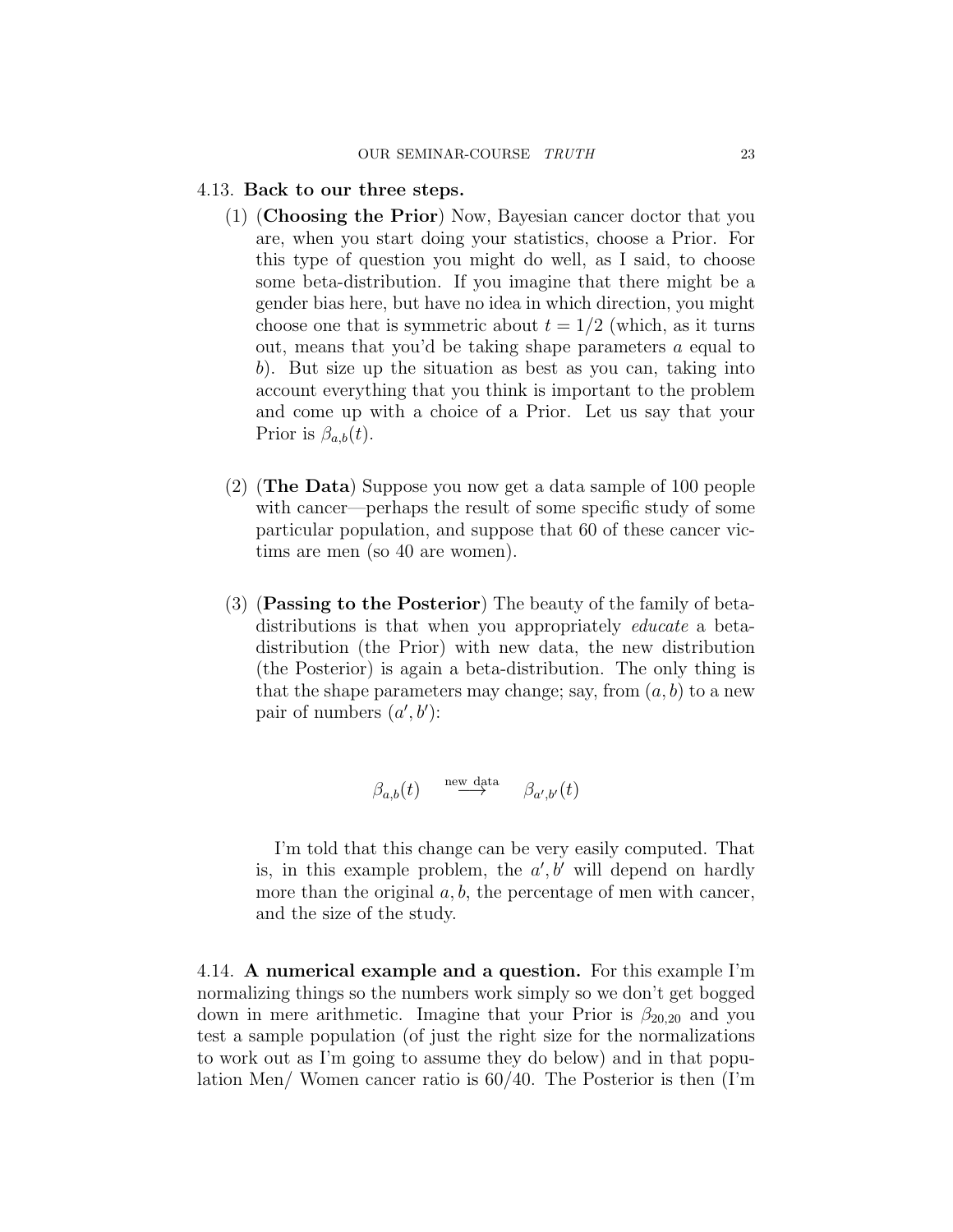4.13. **Back to our three steps.**

1. (**Choosing the Prior**) Now, Bayesian cancer doctor that you are, when you start doing your statistics, choose a Prior. For this type of question you might do well, as I said, to choose some beta-distribution. If you imagine that there might be a gender bias here, but have no idea in which direction, you might choose one that is symmetric about $t = 1/2$ (which, as it turns out, means that you'd be taking shape parameters $a$ equal to $b$). But size up the situation as best as you can, taking into account everything that you think is important to the problem and come up with a choice of a Prior. Let us say that your Prior is $\beta_{a,b}(t)$.

2. (**The Data**) Suppose you now get a data sample of 100 people with cancer—perhaps the result of some specific study of some particular population, and suppose that 60 of these cancer victims are men (so 40 are women).

3. (**Passing to the Posterior**) The beauty of the family of beta-distributions is that when you appropriately *educate* a beta-distribution (the Prior) with new data, the new distribution (the Posterior) is again a beta-distribution. The only thing is that the shape parameters may change; say, from $(a, b)$ to a new pair of numbers $(a', b')$:

$$\beta_{a,b}(t) \quad \overset{\text{new data}}{\longrightarrow} \quad \beta_{a',b'}(t)$$

   I'm told that this change can be very easily computed. That is, in this example problem, the $a', b'$ will depend on hardly more than the original $a, b$, the percentage of men with cancer, and the size of the study.

4.14. **A numerical example and a question.** For this example I'm normalizing things so the numbers work simply so we don't get bogged down in mere arithmetic. Imagine that your Prior is $\beta_{20,20}$ and you test a sample population (of just the right size for the normalizations to work out as I'm going to assume they do below) and in that population Men/ Women cancer ratio is 60/40. The Posterior is then (I'm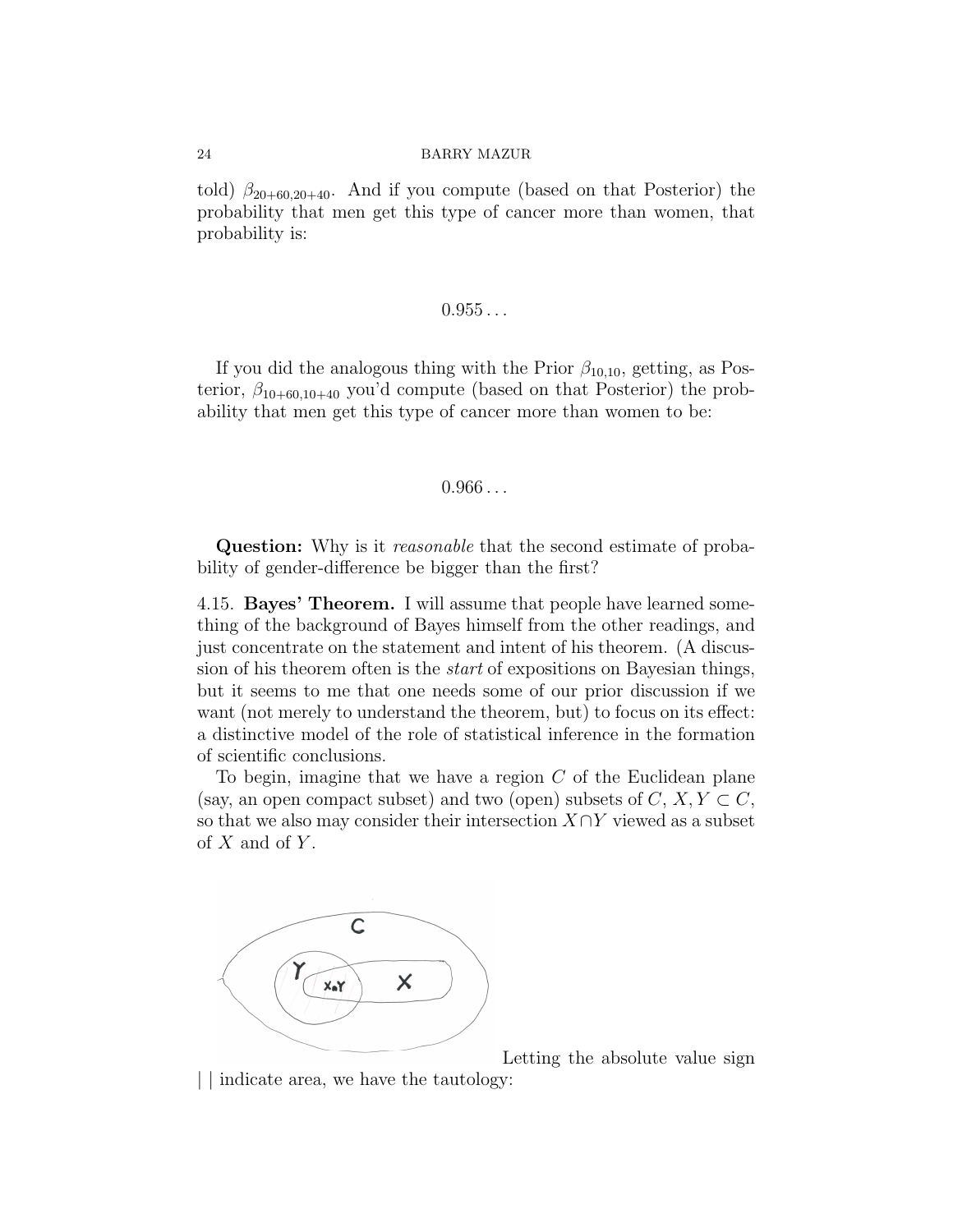told) $\beta_{20+60,20+40}$. And if you compute (based on that Posterior) the probability that men get this type of cancer more than women, that probability is:

$$0.955\ldots$$

If you did the analogous thing with the Prior $\beta_{10,10}$, getting, as Posterior, $\beta_{10+60,10+40}$ you'd compute (based on that Posterior) the probability that men get this type of cancer more than women to be:

$$0.966\ldots$$

**Question:** Why is it *reasonable* that the second estimate of probability of gender-difference be bigger than the first?

4.15. **Bayes' Theorem.** I will assume that people have learned something of the background of Bayes himself from the other readings, and just concentrate on the statement and intent of his theorem. (A discussion of his theorem often is the *start* of expositions on Bayesian things, but it seems to me that one needs some of our prior discussion if we want (not merely to understand the theorem, but) to focus on its effect: a distinctive model of the role of statistical inference in the formation of scientific conclusions.

To begin, imagine that we have a region $C$ of the Euclidean plane (say, an open compact subset) and two (open) subsets of $C$, $X, Y \subset C$, so that we also may consider their intersection $X \cap Y$ viewed as a subset of $X$ and of $Y$.

C

Y

X∩Y

X

Letting the absolute value sign $|\ |$ indicate area, we have the tautology: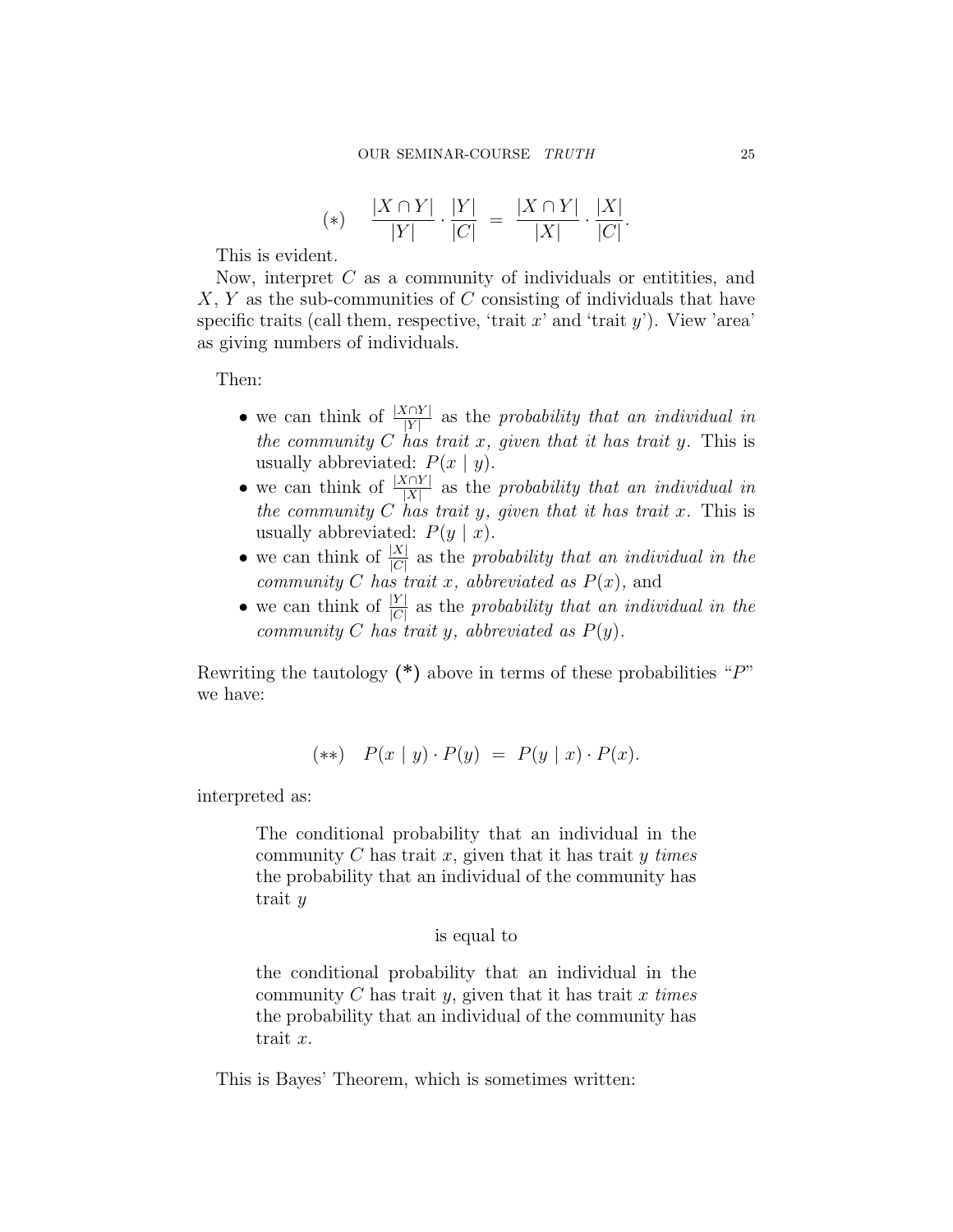$$(*) \quad \frac{|X \cap Y|}{|Y|} \cdot \frac{|Y|}{|C|} \;=\; \frac{|X \cap Y|}{|X|} \cdot \frac{|X|}{|C|}.$$

This is evident.

Now, interpret $C$ as a community of individuals or entitities, and $X$, $Y$ as the sub-communities of $C$ consisting of individuals that have specific traits (call them, respective, 'trait $x$' and 'trait $y$'). View 'area' as giving numbers of individuals.

Then:

- we can think of $\frac{|X \cap Y|}{|Y|}$ as the *probability that an individual in the community $C$ has trait $x$, given that it has trait $y$.* This is usually abbreviated: $P(x \mid y)$.
- we can think of $\frac{|X \cap Y|}{|X|}$ as the *probability that an individual in the community $C$ has trait $y$, given that it has trait $x$.* This is usually abbreviated: $P(y \mid x)$.
- we can think of $\frac{|X|}{|C|}$ as the *probability that an individual in the community $C$ has trait $x$, abbreviated as $P(x)$,* and
- we can think of $\frac{|Y|}{|C|}$ as the *probability that an individual in the community $C$ has trait $y$, abbreviated as $P(y)$.*

Rewriting the tautology **(*)** above in terms of these probabilities "$P$" we have:

$$(**) \quad P(x \mid y) \cdot P(y) \;=\; P(y \mid x) \cdot P(x).$$

interpreted as:

> The conditional probability that an individual in the community $C$ has trait $x$, given that it has trait $y$ *times* the probability that an individual of the community has trait $y$
>
> is equal to
>
> the conditional probability that an individual in the community $C$ has trait $y$, given that it has trait $x$ *times* the probability that an individual of the community has trait $x$.

This is Bayes' Theorem, which is sometimes written: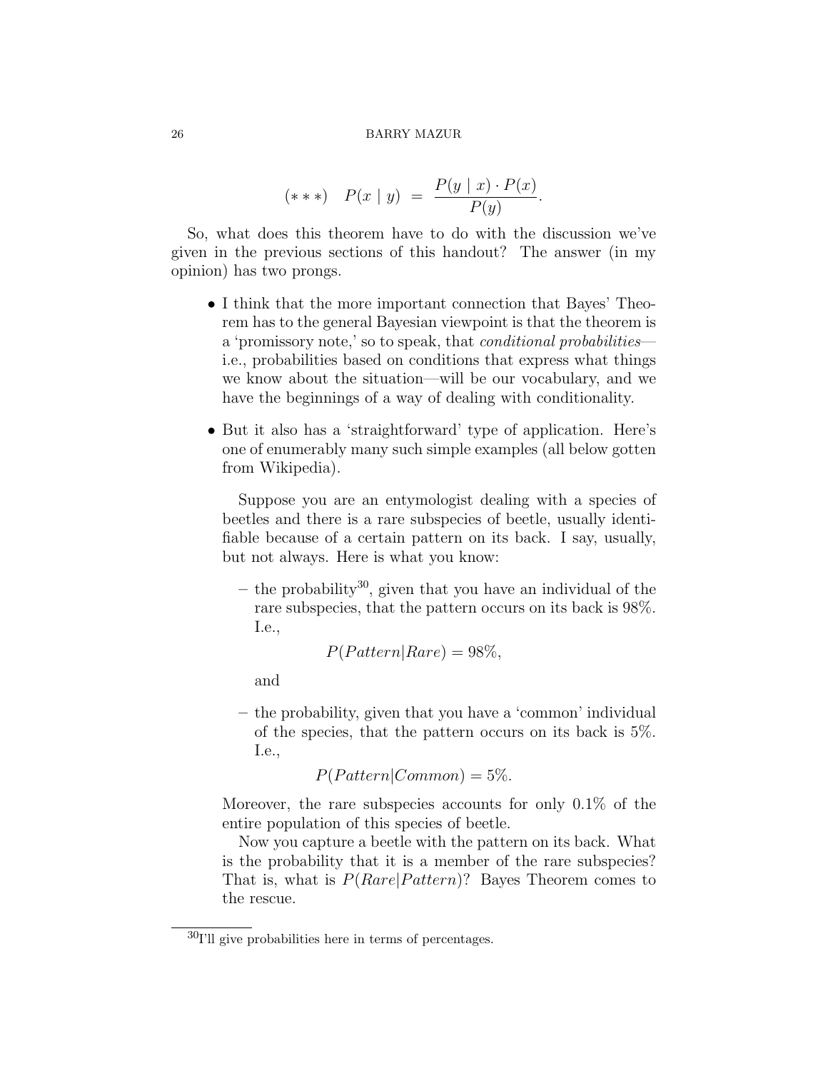$$(***) \quad P(x \mid y) \;=\; \frac{P(y \mid x) \cdot P(x)}{P(y)}.$$

So, what does this theorem have to do with the discussion we've given in the previous sections of this handout? The answer (in my opinion) has two prongs.

- I think that the more important connection that Bayes' Theorem has to the general Bayesian viewpoint is that the theorem is a 'promissory note,' so to speak, that *conditional probabilities*—i.e., probabilities based on conditions that express what things we know about the situation—will be our vocabulary, and we have the beginnings of a way of dealing with conditionality.

- But it also has a 'straightforward' type of application. Here's one of enumerably many such simple examples (all below gotten from Wikipedia).

  Suppose you are an entymologist dealing with a species of beetles and there is a rare subspecies of beetle, usually identifiable because of a certain pattern on its back. I say, usually, but not always. Here is what you know:

  - the probability[30], given that you have an individual of the rare subspecies, that the pattern occurs on its back is 98%. I.e.,

    $$P(Pattern|Rare) = 98\%,$$

    and

  - the probability, given that you have a 'common' individual of the species, that the pattern occurs on its back is 5%. I.e.,

    $$P(Pattern|Common) = 5\%.$$

  Moreover, the rare subspecies accounts for only 0.1% of the entire population of this species of beetle.

  Now you capture a beetle with the pattern on its back. What is the probability that it is a member of the rare subspecies? That is, what is $P(Rare|Pattern)$? Bayes Theorem comes to the rescue.

[30] I'll give probabilities here in terms of percentages.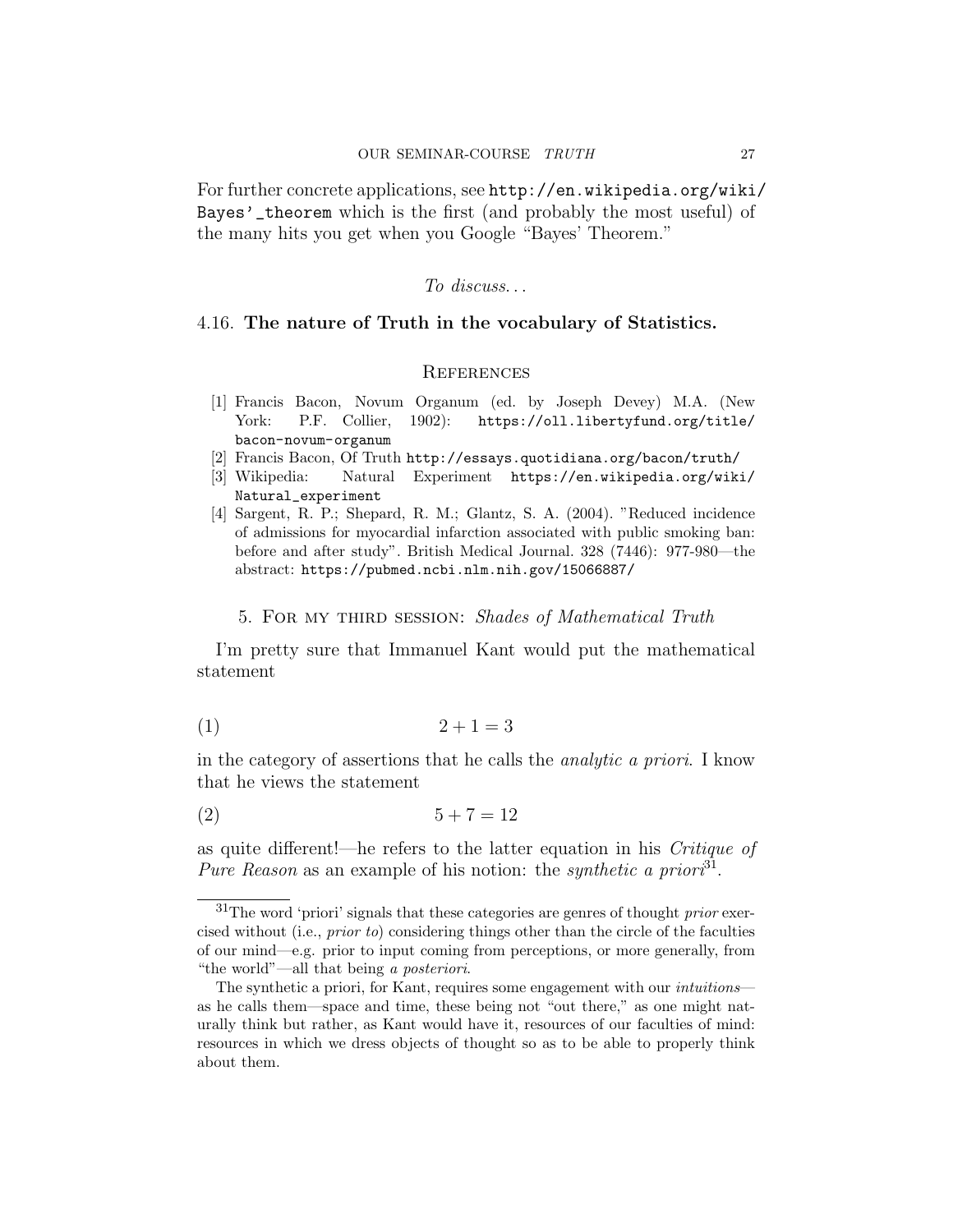For further concrete applications, see http://en.wikipedia.org/wiki/Bayes'_theorem which is the first (and probably the most useful) of the many hits you get when you Google "Bayes' Theorem."

*To discuss...*

### 4.16. **The nature of Truth in the vocabulary of Statistics.**

## References

[1] Francis Bacon, Novum Organum (ed. by Joseph Devey) M.A. (New York: P.F. Collier, 1902): https://oll.libertyfund.org/title/bacon-novum-organum

[2] Francis Bacon, Of Truth http://essays.quotidiana.org/bacon/truth/

[3] Wikipedia: Natural Experiment https://en.wikipedia.org/wiki/Natural_experiment

[4] Sargent, R. P.; Shepard, R. M.; Glantz, S. A. (2004). "Reduced incidence of admissions for myocardial infarction associated with public smoking ban: before and after study". British Medical Journal. 328 (7446): 977-980—the abstract: https://pubmed.ncbi.nlm.nih.gov/15066887/

## 5. For my third session: *Shades of Mathematical Truth*

I'm pretty sure that Immanuel Kant would put the mathematical statement

$$2 + 1 = 3 \tag{1}$$

in the category of assertions that he calls the *analytic a priori*. I know that he views the statement

$$5 + 7 = 12 \tag{2}$$

as quite different!—he refers to the latter equation in his *Critique of Pure Reason* as an example of his notion: the *synthetic a priori*[31].

---

[31] The word 'priori' signals that these categories are genres of thought *prior* exercised without (i.e., *prior to*) considering things other than the circle of the faculties of our mind—e.g. prior to input coming from perceptions, or more generally, from "the world"—all that being *a posteriori*.

The synthetic a priori, for Kant, requires some engagement with our *intuitions*—as he calls them—space and time, these being not "out there," as one might naturally think but rather, as Kant would have it, resources of our faculties of mind: resources in which we dress objects of thought so as to be able to properly think about them.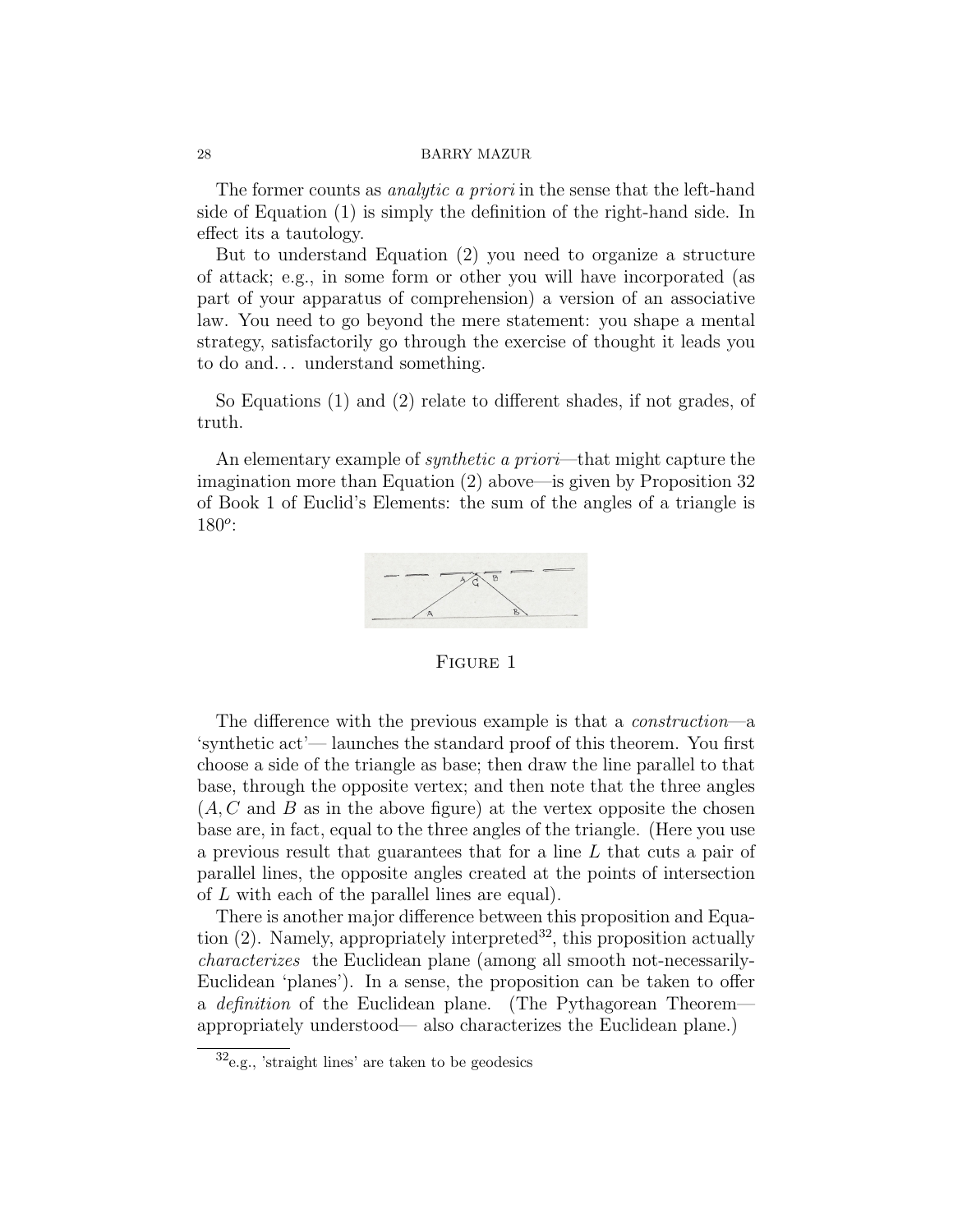The former counts as *analytic a priori* in the sense that the left-hand side of Equation (1) is simply the definition of the right-hand side. In effect its a tautology.

But to understand Equation (2) you need to organize a structure of attack; e.g., in some form or other you will have incorporated (as part of your apparatus of comprehension) a version of an associative law. You need to go beyond the mere statement: you shape a mental strategy, satisfactorily go through the exercise of thought it leads you to do and... understand something.

So Equations (1) and (2) relate to different shades, if not grades, of truth.

An elementary example of *synthetic a priori*—that might capture the imagination more than Equation (2) above—is given by Proposition 32 of Book 1 of Euclid's Elements: the sum of the angles of a triangle is $180^o$:

Figure 1

The difference with the previous example is that a *construction*—a 'synthetic act'— launches the standard proof of this theorem. You first choose a side of the triangle as base; then draw the line parallel to that base, through the opposite vertex; and then note that the three angles ($A, C$ and $B$ as in the above figure) at the vertex opposite the chosen base are, in fact, equal to the three angles of the triangle. (Here you use a previous result that guarantees that for a line $L$ that cuts a pair of parallel lines, the opposite angles created at the points of intersection of $L$ with each of the parallel lines are equal).

There is another major difference between this proposition and Equation (2). Namely, appropriately interpreted[32], this proposition actually *characterizes* the Euclidean plane (among all smooth not-necessarily-Euclidean 'planes'). In a sense, the proposition can be taken to offer a *definition* of the Euclidean plane. (The Pythagorean Theorem—appropriately understood— also characterizes the Euclidean plane.)

[32]e.g., 'straight lines' are taken to be geodesics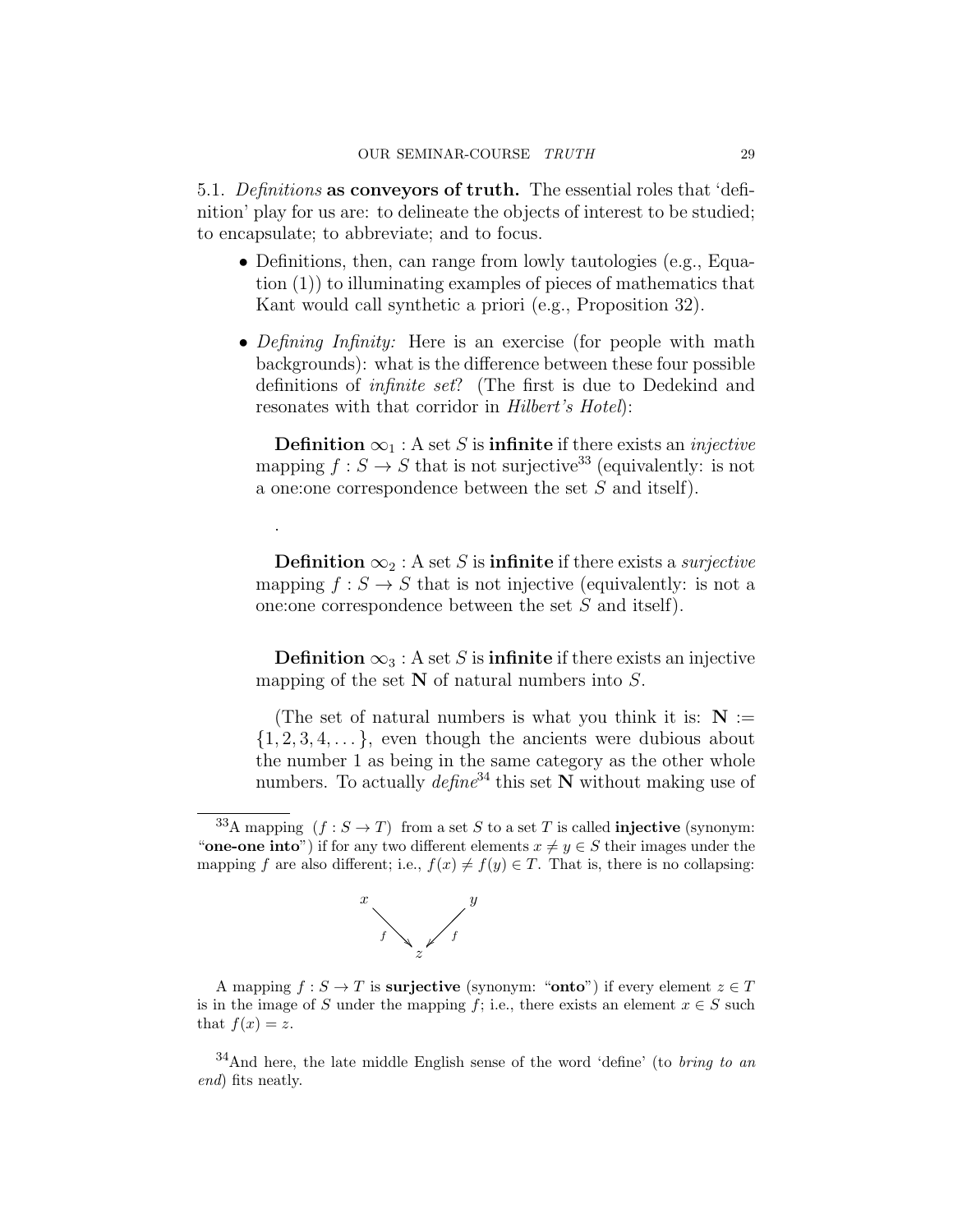5.1. *Definitions* **as conveyors of truth.** The essential roles that 'definition' play for us are: to delineate the objects of interest to be studied; to encapsulate; to abbreviate; and to focus.

- Definitions, then, can range from lowly tautologies (e.g., Equation (1)) to illuminating examples of pieces of mathematics that Kant would call synthetic a priori (e.g., Proposition 32).

- *Defining Infinity:* Here is an exercise (for people with math backgrounds): what is the difference between these four possible definitions of *infinite set*? (The first is due to Dedekind and resonates with that corridor in *Hilbert's Hotel*):

  **Definition** $\infty_1$ : A set $S$ is **infinite** if there exists an *injective* mapping $f : S \to S$ that is not surjective[33] (equivalently: is not a one:one correspondence between the set $S$ and itself).

  .

  **Definition** $\infty_2$ : A set $S$ is **infinite** if there exists a *surjective* mapping $f : S \to S$ that is not injective (equivalently: is not a one:one correspondence between the set $S$ and itself).

  **Definition** $\infty_3$ : A set $S$ is **infinite** if there exists an injective mapping of the set $\mathbf{N}$ of natural numbers into $S$.

  (The set of natural numbers is what you think it is: $\mathbf{N} := \{1, 2, 3, 4, \dots\}$, even though the ancients were dubious about the number 1 as being in the same category as the other whole numbers. To actually *define*[34] this set $\mathbf{N}$ without making use of

---

[33] A mapping $(f : S \to T)$ from a set $S$ to a set $T$ is called **injective** (synonym: "**one-one into**") if for any two different elements $x \neq y \in S$ their images under the mapping $f$ are also different; i.e., $f(x) \neq f(y) \in T$. That is, there is no collapsing:

$$x \xrightarrow{f} z \xleftarrow{f} y$$

A mapping $f : S \to T$ is **surjective** (synonym: "**onto**") if every element $z \in T$ is in the image of $S$ under the mapping $f$; i.e., there exists an element $x \in S$ such that $f(x) = z$.

[34] And here, the late middle English sense of the word 'define' (to *bring to an end*) fits neatly.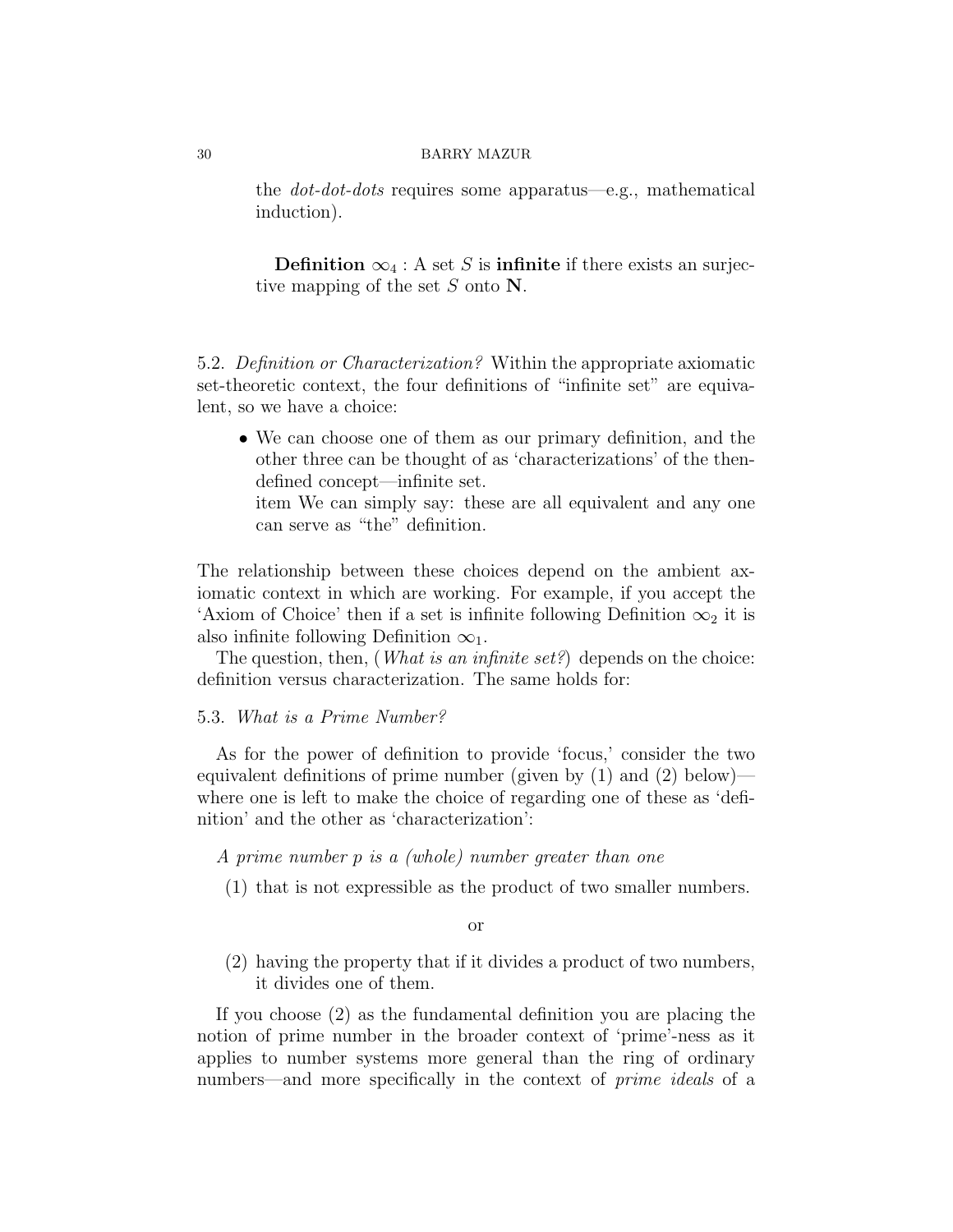the *dot-dot-dots* requires some apparatus—e.g., mathematical induction).

> **Definition** $\infty_4$ : A set $S$ is **infinite** if there exists an surjective mapping of the set $S$ onto $\mathbf{N}$.

5.2. *Definition or Characterization?* Within the appropriate axiomatic set-theoretic context, the four definitions of "infinite set" are equivalent, so we have a choice:

- We can choose one of them as our primary definition, and the other three can be thought of as 'characterizations' of the then-defined concept—infinite set.
  item We can simply say: these are all equivalent and any one can serve as "the" definition.

The relationship between these choices depend on the ambient axiomatic context in which are working. For example, if you accept the 'Axiom of Choice' then if a set is infinite following Definition $\infty_2$ it is also infinite following Definition $\infty_1$.

The question, then, (*What is an infinite set?*) depends on the choice: definition versus characterization. The same holds for:

5.3. *What is a Prime Number?*

As for the power of definition to provide 'focus,' consider the two equivalent definitions of prime number (given by (1) and (2) below)—where one is left to make the choice of regarding one of these as 'definition' and the other as 'characterization':

*A prime number $p$ is a (whole) number greater than one*

(1) that is not expressible as the product of two smaller numbers.

or

(2) having the property that if it divides a product of two numbers, it divides one of them.

If you choose (2) as the fundamental definition you are placing the notion of prime number in the broader context of 'prime'-ness as it applies to number systems more general than the ring of ordinary numbers—and more specifically in the context of *prime ideals* of a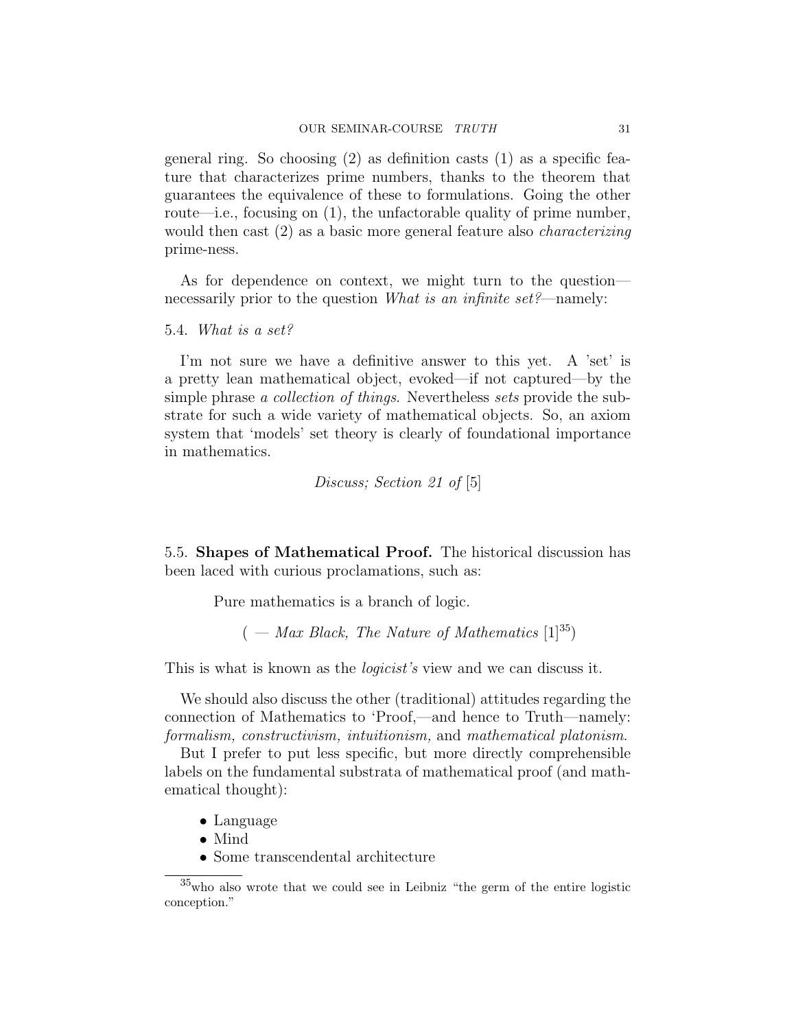general ring. So choosing (2) as definition casts (1) as a specific feature that characterizes prime numbers, thanks to the theorem that guarantees the equivalence of these to formulations. Going the other route—i.e., focusing on (1), the unfactorable quality of prime number, would then cast (2) as a basic more general feature also *characterizing* prime-ness.

As for dependence on context, we might turn to the question—necessarily prior to the question *What is an infinite set?*—namely:

5.4. *What is a set?*

I'm not sure we have a definitive answer to this yet. A 'set' is a pretty lean mathematical object, evoked—if not captured—by the simple phrase *a collection of things*. Nevertheless *sets* provide the substrate for such a wide variety of mathematical objects. So, an axiom system that 'models' set theory is clearly of foundational importance in mathematics.

*Discuss; Section 21 of* [5]

5.5. **Shapes of Mathematical Proof.** The historical discussion has been laced with curious proclamations, such as:

> Pure mathematics is a branch of logic.
>
> ( — *Max Black, The Nature of Mathematics* [1][35])

This is what is known as the *logicist's* view and we can discuss it.

We should also discuss the other (traditional) attitudes regarding the connection of Mathematics to 'Proof,—and hence to Truth—namely: *formalism, constructivism, intuitionism,* and *mathematical platonism*.

But I prefer to put less specific, but more directly comprehensible labels on the fundamental substrata of mathematical proof (and mathematical thought):

- Language
- Mind
- Some transcendental architecture

[35] who also wrote that we could see in Leibniz "the germ of the entire logistic conception."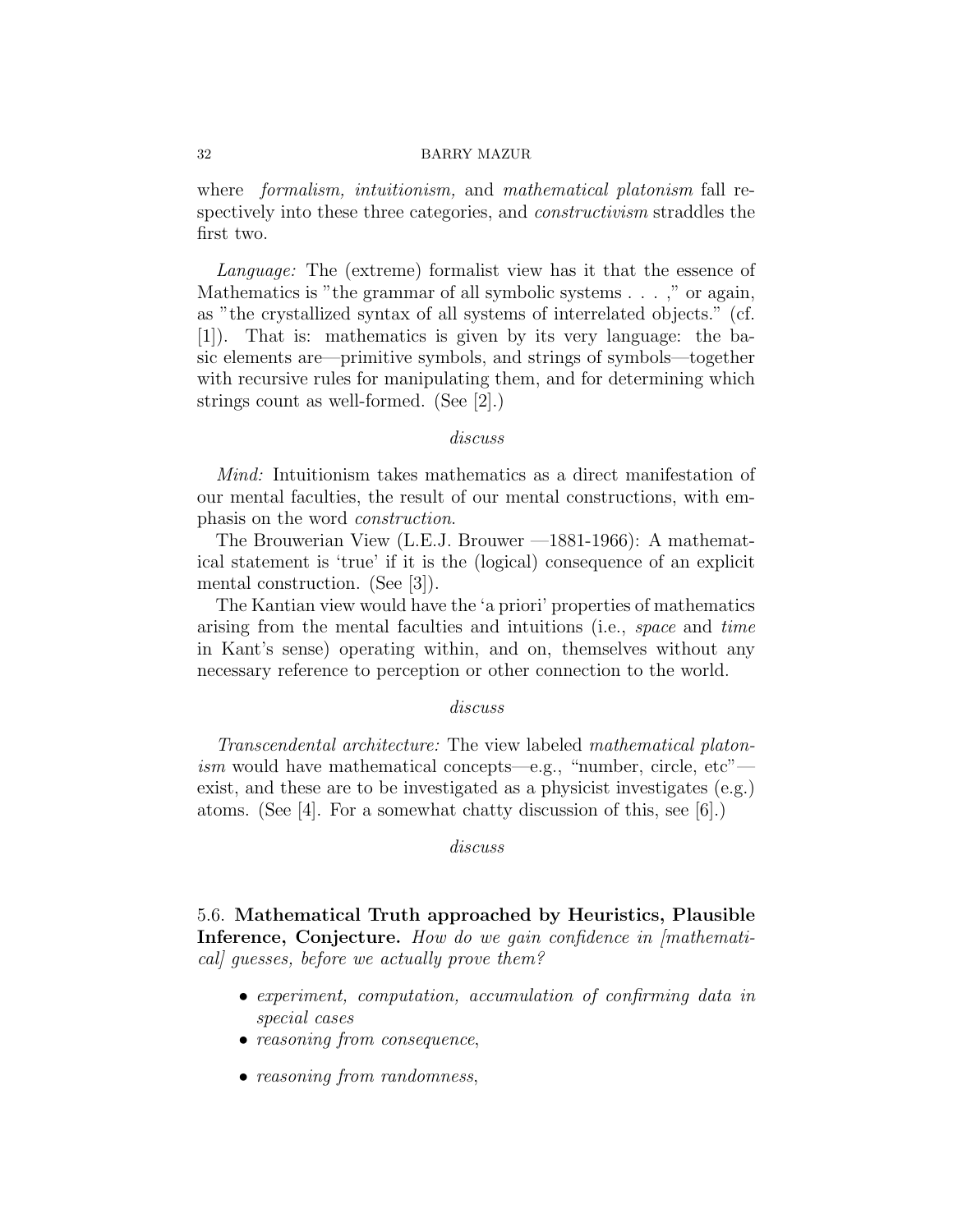where *formalism, intuitionism,* and *mathematical platonism* fall respectively into these three categories, and *constructivism* straddles the first two.

*Language:* The (extreme) formalist view has it that the essence of Mathematics is "the grammar of all symbolic systems . . . ," or again, as "the crystallized syntax of all systems of interrelated objects." (cf. [1]). That is: mathematics is given by its very language: the basic elements are—primitive symbols, and strings of symbols—together with recursive rules for manipulating them, and for determining which strings count as well-formed. (See [2].)

*discuss*

*Mind:* Intuitionism takes mathematics as a direct manifestation of our mental faculties, the result of our mental constructions, with emphasis on the word *construction*.

The Brouwerian View (L.E.J. Brouwer —1881-1966): A mathematical statement is 'true' if it is the (logical) consequence of an explicit mental construction. (See [3]).

The Kantian view would have the 'a priori' properties of mathematics arising from the mental faculties and intuitions (i.e., *space* and *time* in Kant's sense) operating within, and on, themselves without any necessary reference to perception or other connection to the world.

*discuss*

*Transcendental architecture:* The view labeled *mathematical platonism* would have mathematical concepts—e.g., "number, circle, etc"—exist, and these are to be investigated as a physicist investigates (e.g.) atoms. (See [4]. For a somewhat chatty discussion of this, see [6].)

*discuss*

5.6. **Mathematical Truth approached by Heuristics, Plausible Inference, Conjecture.** *How do we gain confidence in [mathematical] guesses, before we actually prove them?*

- *experiment, computation, accumulation of confirming data in special cases*
- *reasoning from consequence*,
- *reasoning from randomness*,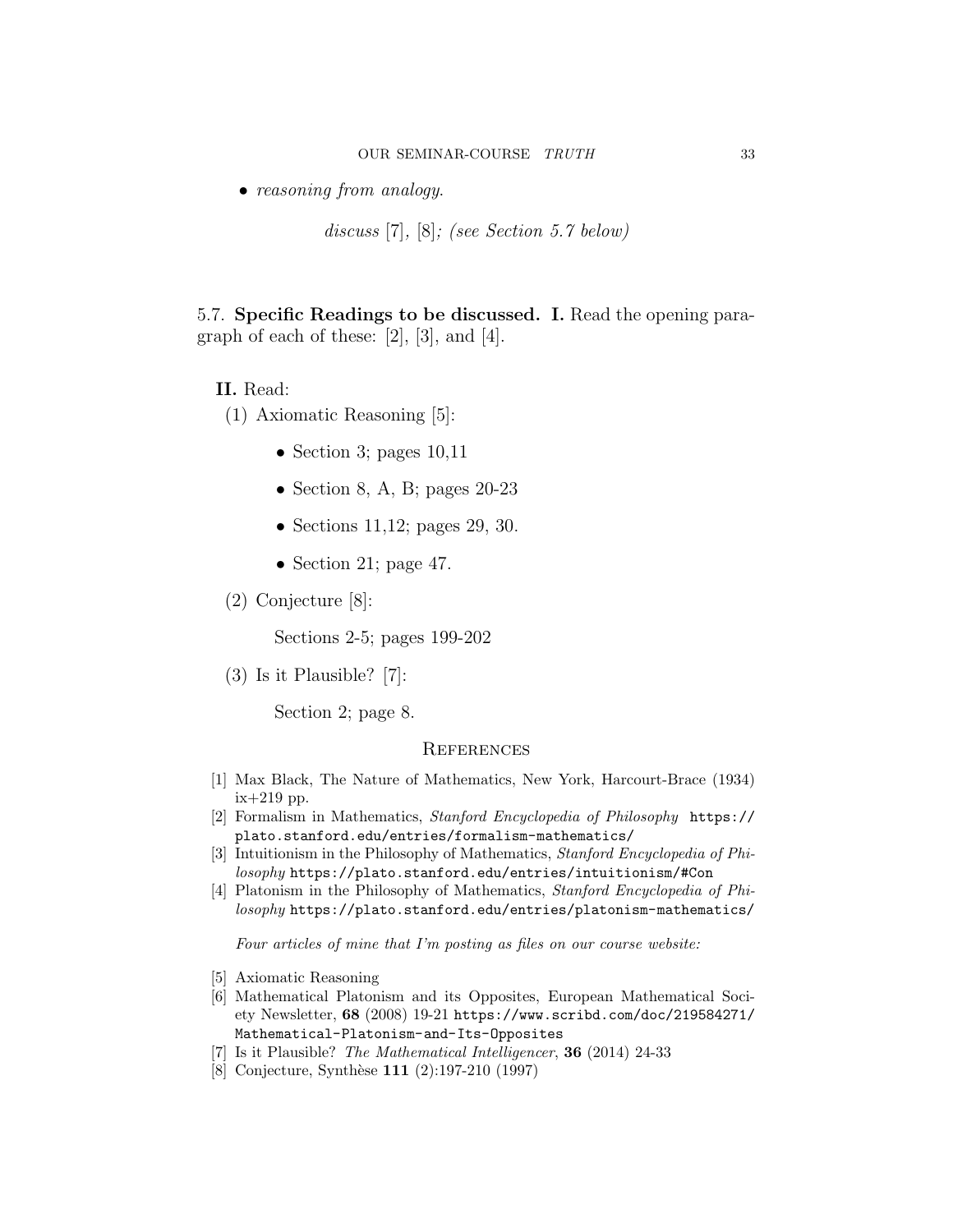- *reasoning from analogy.*

  *discuss* [7], [8]*; (see Section 5.7 below)*

5.7. **Specific Readings to be discussed. I.** Read the opening paragraph of each of these: [2], [3], and [4].

**II.** Read:

(1) Axiomatic Reasoning [5]:

- Section 3; pages 10,11
- Section 8, A, B; pages 20-23
- Sections 11,12; pages 29, 30.
- Section 21; page 47.

(2) Conjecture [8]:

Sections 2-5; pages 199-202

(3) Is it Plausible? [7]:

Section 2; page 8.

## References

[1] Max Black, The Nature of Mathematics, New York, Harcourt-Brace (1934) ix+219 pp.

[2] Formalism in Mathematics, *Stanford Encyclopedia of Philosophy* `https://plato.stanford.edu/entries/formalism-mathematics/`

[3] Intuitionism in the Philosophy of Mathematics, *Stanford Encyclopedia of Philosophy* `https://plato.stanford.edu/entries/intuitionism/#Con`

[4] Platonism in the Philosophy of Mathematics, *Stanford Encyclopedia of Philosophy* `https://plato.stanford.edu/entries/platonism-mathematics/`

*Four articles of mine that I'm posting as files on our course website:*

[5] Axiomatic Reasoning

[6] Mathematical Platonism and its Opposites, European Mathematical Society Newsletter, **68** (2008) 19-21 `https://www.scribd.com/doc/219584271/Mathematical-Platonism-and-Its-Opposites`

[7] Is it Plausible? *The Mathematical Intelligencer*, **36** (2014) 24-33

[8] Conjecture, Synthèse **111** (2):197-210 (1997)